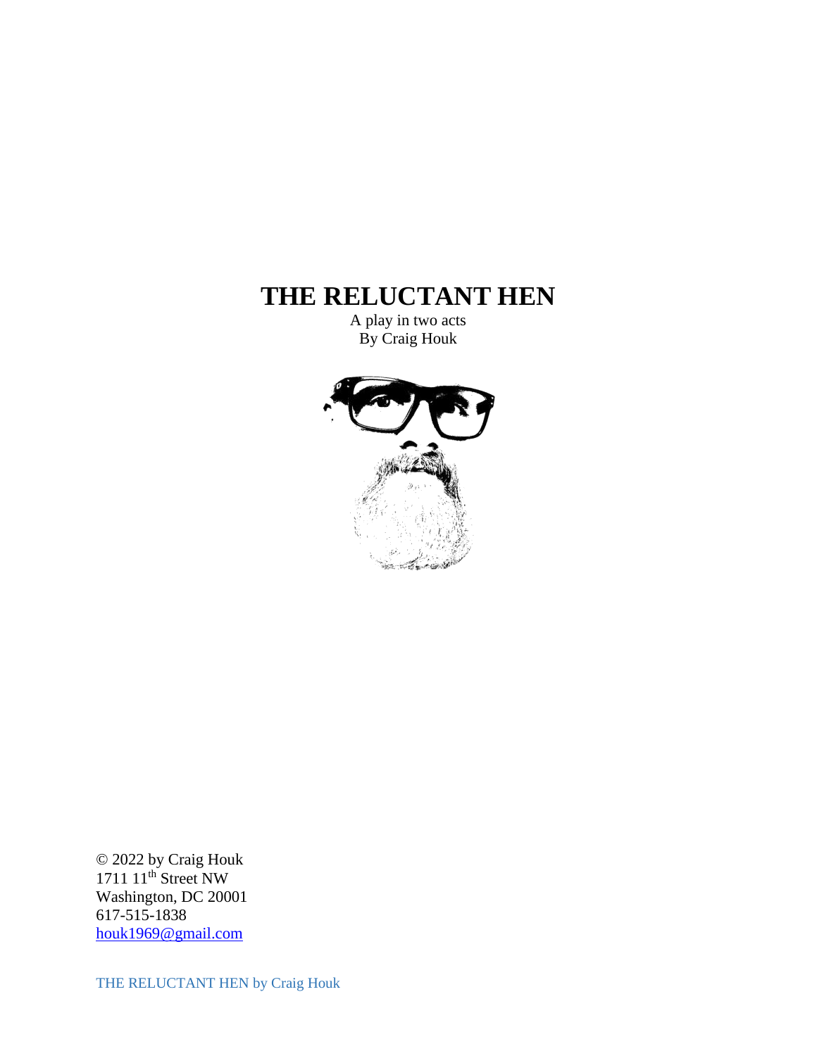# THE RELUCTANT HEN

A play in two acts
By Craig Houk

© 2022 by Craig Houk
1711 11th Street NW
Washington, DC 20001
617-515-1838
houk1969@gmail.com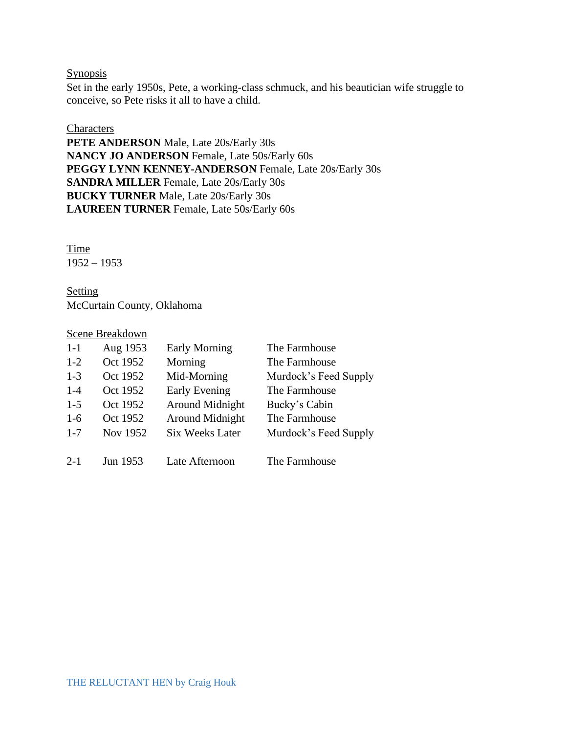Synopsis

Set in the early 1950s, Pete, a working-class schmuck, and his beautician wife struggle to conceive, so Pete risks it all to have a child.

Characters

**PETE ANDERSON** Male, Late 20s/Early 30s
**NANCY JO ANDERSON** Female, Late 50s/Early 60s
**PEGGY LYNN KENNEY-ANDERSON** Female, Late 20s/Early 30s
**SANDRA MILLER** Female, Late 20s/Early 30s
**BUCKY TURNER** Male, Late 20s/Early 30s
**LAUREEN TURNER** Female, Late 50s/Early 60s

Time

1952 – 1953

Setting

McCurtain County, Oklahoma

Scene Breakdown

| | | | |
|---|---|---|---|
| 1-1 | Aug 1953 | Early Morning | The Farmhouse |
| 1-2 | Oct 1952 | Morning | The Farmhouse |
| 1-3 | Oct 1952 | Mid-Morning | Murdock's Feed Supply |
| 1-4 | Oct 1952 | Early Evening | The Farmhouse |
| 1-5 | Oct 1952 | Around Midnight | Bucky's Cabin |
| 1-6 | Oct 1952 | Around Midnight | The Farmhouse |
| 1-7 | Nov 1952 | Six Weeks Later | Murdock's Feed Supply |
| | | | |
| 2-1 | Jun 1953 | Late Afternoon | The Farmhouse |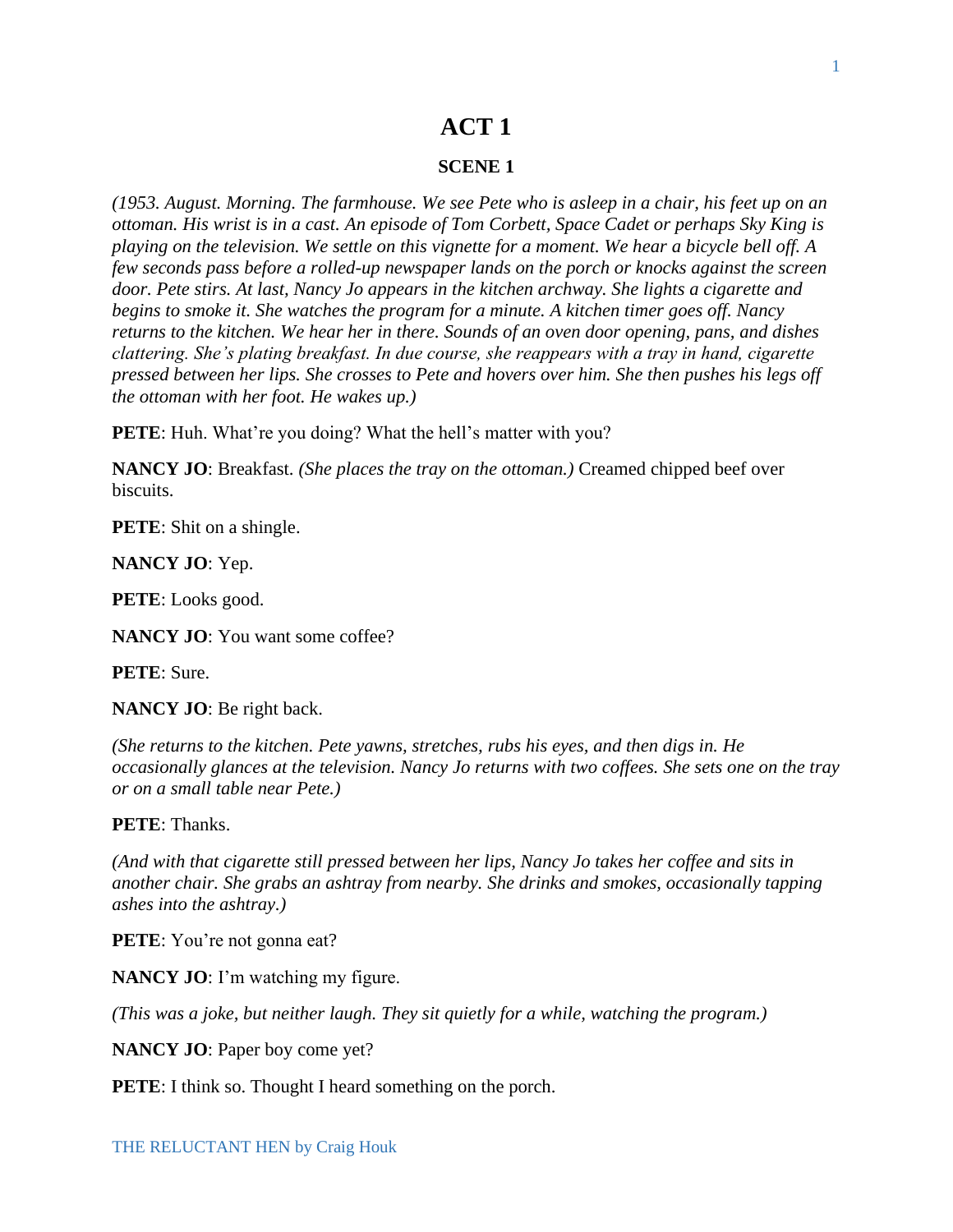# ACT 1

### SCENE 1

*(1953. August. Morning. The farmhouse. We see Pete who is asleep in a chair, his feet up on an ottoman. His wrist is in a cast. An episode of Tom Corbett, Space Cadet or perhaps Sky King is playing on the television. We settle on this vignette for a moment. We hear a bicycle bell off. A few seconds pass before a rolled-up newspaper lands on the porch or knocks against the screen door. Pete stirs. At last, Nancy Jo appears in the kitchen archway. She lights a cigarette and begins to smoke it. She watches the program for a minute. A kitchen timer goes off. Nancy returns to the kitchen. We hear her in there. Sounds of an oven door opening, pans, and dishes clattering. She's plating breakfast. In due course, she reappears with a tray in hand, cigarette pressed between her lips. She crosses to Pete and hovers over him. She then pushes his legs off the ottoman with her foot. He wakes up.)*

**PETE**: Huh. What're you doing? What the hell's matter with you?

**NANCY JO**: Breakfast. *(She places the tray on the ottoman.)* Creamed chipped beef over biscuits.

**PETE**: Shit on a shingle.

**NANCY JO**: Yep.

**PETE**: Looks good.

**NANCY JO**: You want some coffee?

**PETE**: Sure.

**NANCY JO**: Be right back.

*(She returns to the kitchen. Pete yawns, stretches, rubs his eyes, and then digs in. He occasionally glances at the television. Nancy Jo returns with two coffees. She sets one on the tray or on a small table near Pete.)*

**PETE**: Thanks.

*(And with that cigarette still pressed between her lips, Nancy Jo takes her coffee and sits in another chair. She grabs an ashtray from nearby. She drinks and smokes, occasionally tapping ashes into the ashtray.)*

**PETE**: You're not gonna eat?

**NANCY JO**: I'm watching my figure.

*(This was a joke, but neither laugh. They sit quietly for a while, watching the program.)*

**NANCY JO**: Paper boy come yet?

**PETE**: I think so. Thought I heard something on the porch.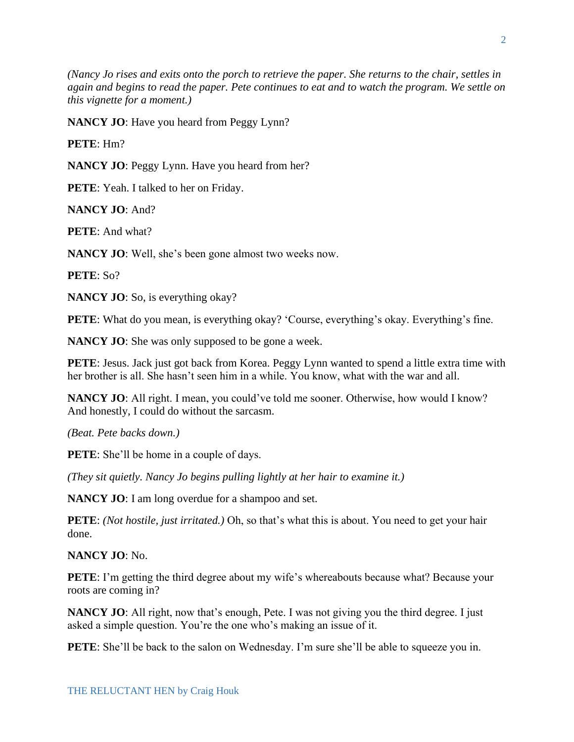*(Nancy Jo rises and exits onto the porch to retrieve the paper. She returns to the chair, settles in again and begins to read the paper. Pete continues to eat and to watch the program. We settle on this vignette for a moment.)*

**NANCY JO**: Have you heard from Peggy Lynn?

**PETE**: Hm?

**NANCY JO**: Peggy Lynn. Have you heard from her?

**PETE**: Yeah. I talked to her on Friday.

**NANCY JO**: And?

**PETE**: And what?

**NANCY JO**: Well, she's been gone almost two weeks now.

**PETE**: So?

**NANCY JO**: So, is everything okay?

**PETE**: What do you mean, is everything okay? 'Course, everything's okay. Everything's fine.

**NANCY JO**: She was only supposed to be gone a week.

**PETE**: Jesus. Jack just got back from Korea. Peggy Lynn wanted to spend a little extra time with her brother is all. She hasn't seen him in a while. You know, what with the war and all.

**NANCY JO**: All right. I mean, you could've told me sooner. Otherwise, how would I know? And honestly, I could do without the sarcasm.

*(Beat. Pete backs down.)*

**PETE**: She'll be home in a couple of days.

*(They sit quietly. Nancy Jo begins pulling lightly at her hair to examine it.)*

**NANCY JO**: I am long overdue for a shampoo and set.

**PETE**: *(Not hostile, just irritated.)* Oh, so that's what this is about. You need to get your hair done.

**NANCY JO**: No.

**PETE**: I'm getting the third degree about my wife's whereabouts because what? Because your roots are coming in?

**NANCY JO**: All right, now that's enough, Pete. I was not giving you the third degree. I just asked a simple question. You're the one who's making an issue of it.

**PETE**: She'll be back to the salon on Wednesday. I'm sure she'll be able to squeeze you in.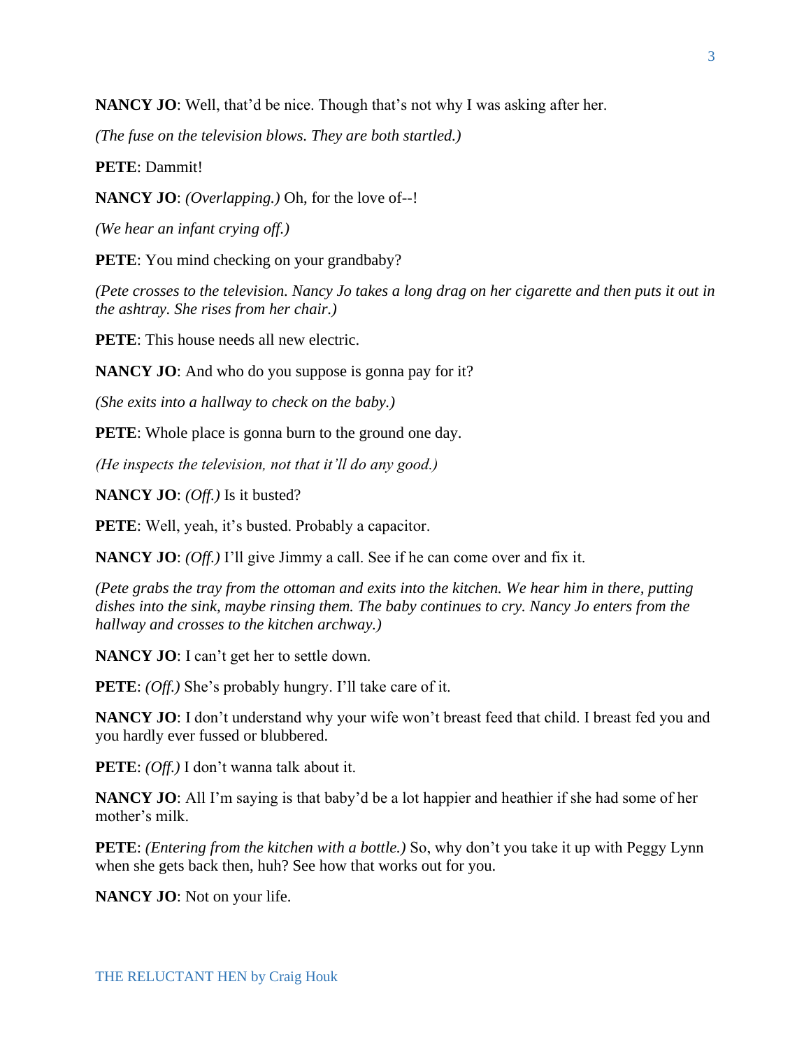**NANCY JO**: Well, that'd be nice. Though that's not why I was asking after her.

*(The fuse on the television blows. They are both startled.)*

**PETE**: Dammit!

**NANCY JO**: *(Overlapping.)* Oh, for the love of--!

*(We hear an infant crying off.)*

**PETE**: You mind checking on your grandbaby?

*(Pete crosses to the television. Nancy Jo takes a long drag on her cigarette and then puts it out in the ashtray. She rises from her chair.)*

**PETE**: This house needs all new electric.

**NANCY JO**: And who do you suppose is gonna pay for it?

*(She exits into a hallway to check on the baby.)*

**PETE**: Whole place is gonna burn to the ground one day.

*(He inspects the television, not that it'll do any good.)*

**NANCY JO**: *(Off.)* Is it busted?

**PETE**: Well, yeah, it's busted. Probably a capacitor.

**NANCY JO**: *(Off.)* I'll give Jimmy a call. See if he can come over and fix it.

*(Pete grabs the tray from the ottoman and exits into the kitchen. We hear him in there, putting dishes into the sink, maybe rinsing them. The baby continues to cry. Nancy Jo enters from the hallway and crosses to the kitchen archway.)*

**NANCY JO**: I can't get her to settle down.

**PETE**: *(Off.)* She's probably hungry. I'll take care of it.

**NANCY JO**: I don't understand why your wife won't breast feed that child. I breast fed you and you hardly ever fussed or blubbered.

**PETE**: *(Off.)* I don't wanna talk about it.

**NANCY JO**: All I'm saying is that baby'd be a lot happier and heathier if she had some of her mother's milk.

**PETE**: *(Entering from the kitchen with a bottle.)* So, why don't you take it up with Peggy Lynn when she gets back then, huh? See how that works out for you.

**NANCY JO**: Not on your life.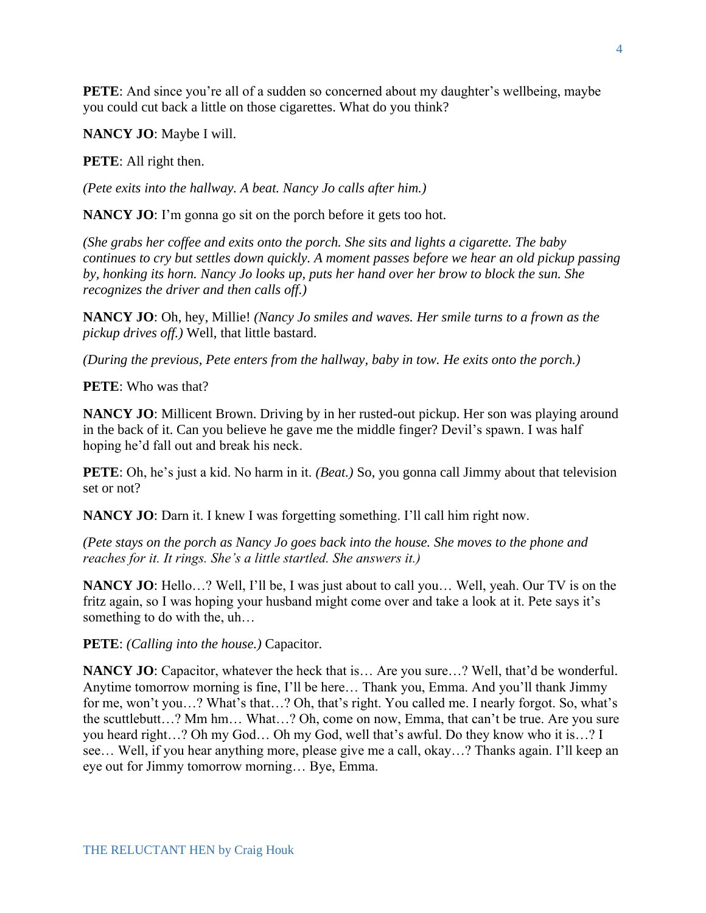**PETE**: And since you're all of a sudden so concerned about my daughter's wellbeing, maybe you could cut back a little on those cigarettes. What do you think?

**NANCY JO**: Maybe I will.

**PETE**: All right then.

*(Pete exits into the hallway. A beat. Nancy Jo calls after him.)*

**NANCY JO**: I'm gonna go sit on the porch before it gets too hot.

*(She grabs her coffee and exits onto the porch. She sits and lights a cigarette. The baby continues to cry but settles down quickly. A moment passes before we hear an old pickup passing by, honking its horn. Nancy Jo looks up, puts her hand over her brow to block the sun. She recognizes the driver and then calls off.)*

**NANCY JO**: Oh, hey, Millie! *(Nancy Jo smiles and waves. Her smile turns to a frown as the pickup drives off.)* Well, that little bastard.

*(During the previous, Pete enters from the hallway, baby in tow. He exits onto the porch.)*

**PETE**: Who was that?

**NANCY JO**: Millicent Brown. Driving by in her rusted-out pickup. Her son was playing around in the back of it. Can you believe he gave me the middle finger? Devil's spawn. I was half hoping he'd fall out and break his neck.

**PETE**: Oh, he's just a kid. No harm in it. *(Beat.)* So, you gonna call Jimmy about that television set or not?

**NANCY JO**: Darn it. I knew I was forgetting something. I'll call him right now.

*(Pete stays on the porch as Nancy Jo goes back into the house. She moves to the phone and reaches for it. It rings. She's a little startled. She answers it.)*

**NANCY JO**: Hello…? Well, I'll be, I was just about to call you… Well, yeah. Our TV is on the fritz again, so I was hoping your husband might come over and take a look at it. Pete says it's something to do with the, uh…

**PETE**: *(Calling into the house.)* Capacitor.

**NANCY JO**: Capacitor, whatever the heck that is… Are you sure…? Well, that'd be wonderful. Anytime tomorrow morning is fine, I'll be here… Thank you, Emma. And you'll thank Jimmy for me, won't you…? What's that…? Oh, that's right. You called me. I nearly forgot. So, what's the scuttlebutt…? Mm hm… What…? Oh, come on now, Emma, that can't be true. Are you sure you heard right…? Oh my God… Oh my God, well that's awful. Do they know who it is…? I see… Well, if you hear anything more, please give me a call, okay…? Thanks again. I'll keep an eye out for Jimmy tomorrow morning… Bye, Emma.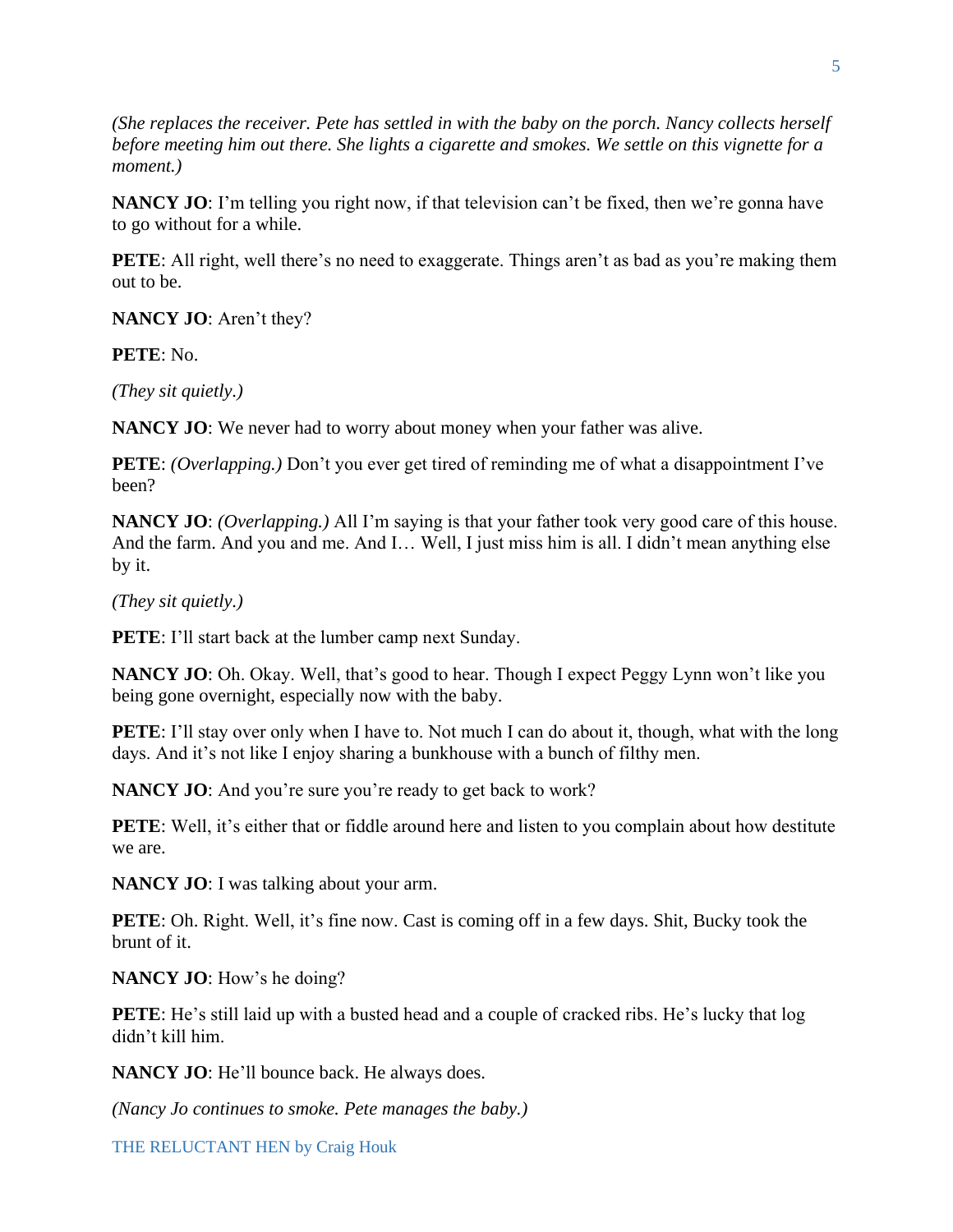*(She replaces the receiver. Pete has settled in with the baby on the porch. Nancy collects herself before meeting him out there. She lights a cigarette and smokes. We settle on this vignette for a moment.)*

**NANCY JO**: I'm telling you right now, if that television can't be fixed, then we're gonna have to go without for a while.

**PETE**: All right, well there's no need to exaggerate. Things aren't as bad as you're making them out to be.

**NANCY JO**: Aren't they?

**PETE**: No.

*(They sit quietly.)*

**NANCY JO**: We never had to worry about money when your father was alive.

**PETE**: *(Overlapping.)* Don't you ever get tired of reminding me of what a disappointment I've been?

**NANCY JO**: *(Overlapping.)* All I'm saying is that your father took very good care of this house. And the farm. And you and me. And I… Well, I just miss him is all. I didn't mean anything else by it.

*(They sit quietly.)*

**PETE**: I'll start back at the lumber camp next Sunday.

**NANCY JO**: Oh. Okay. Well, that's good to hear. Though I expect Peggy Lynn won't like you being gone overnight, especially now with the baby.

**PETE**: I'll stay over only when I have to. Not much I can do about it, though, what with the long days. And it's not like I enjoy sharing a bunkhouse with a bunch of filthy men.

**NANCY JO**: And you're sure you're ready to get back to work?

**PETE**: Well, it's either that or fiddle around here and listen to you complain about how destitute we are.

**NANCY JO**: I was talking about your arm.

**PETE**: Oh. Right. Well, it's fine now. Cast is coming off in a few days. Shit, Bucky took the brunt of it.

**NANCY JO**: How's he doing?

**PETE**: He's still laid up with a busted head and a couple of cracked ribs. He's lucky that log didn't kill him.

**NANCY JO**: He'll bounce back. He always does.

*(Nancy Jo continues to smoke. Pete manages the baby.)*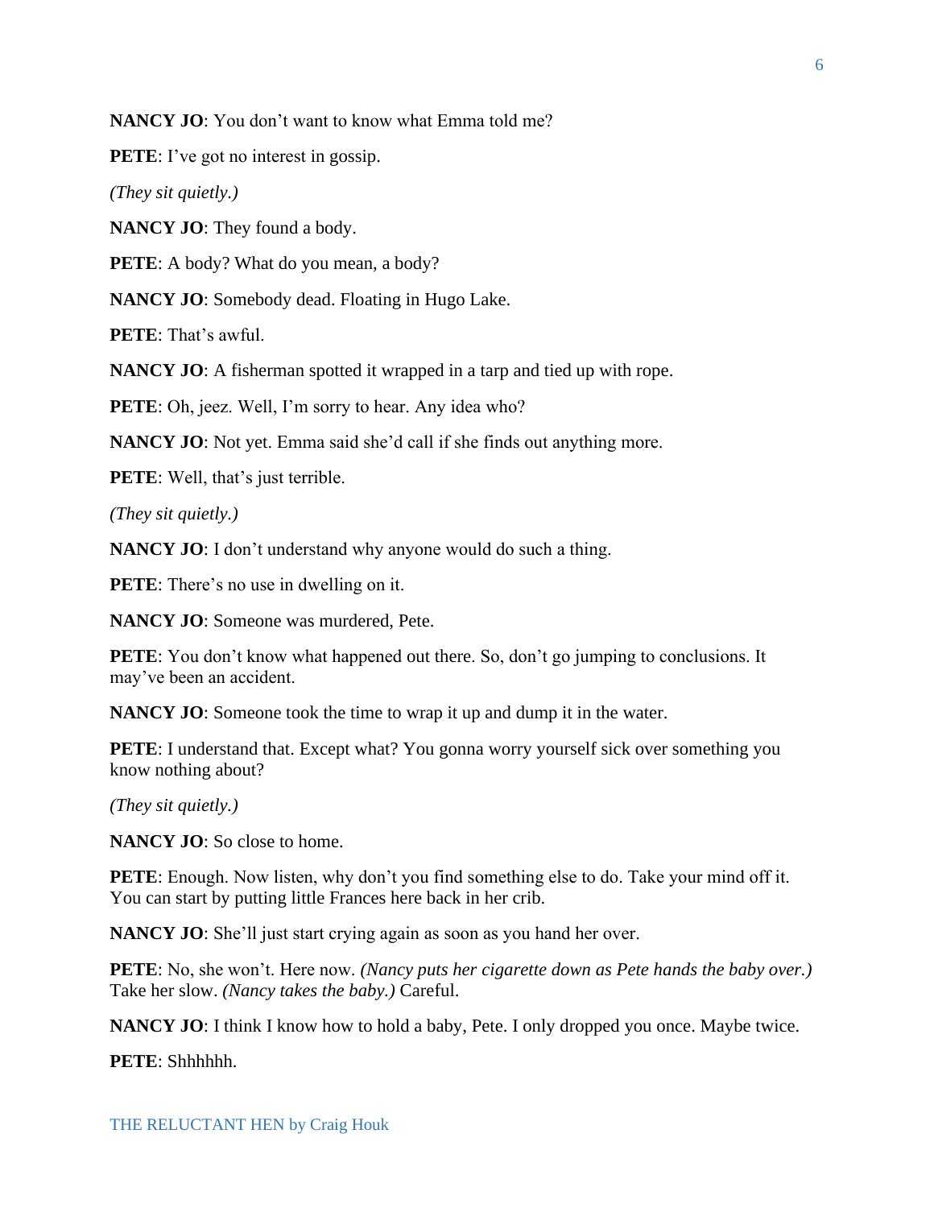**NANCY JO**: You don’t want to know what Emma told me?

**PETE**: I’ve got no interest in gossip.

*(They sit quietly.)*

**NANCY JO**: They found a body.

**PETE**: A body? What do you mean, a body?

**NANCY JO**: Somebody dead. Floating in Hugo Lake.

**PETE**: That’s awful.

**NANCY JO**: A fisherman spotted it wrapped in a tarp and tied up with rope.

**PETE**: Oh, jeez. Well, I’m sorry to hear. Any idea who?

**NANCY JO**: Not yet. Emma said she’d call if she finds out anything more.

**PETE**: Well, that’s just terrible.

*(They sit quietly.)*

**NANCY JO**: I don’t understand why anyone would do such a thing.

**PETE**: There’s no use in dwelling on it.

**NANCY JO**: Someone was murdered, Pete.

**PETE**: You don’t know what happened out there. So, don’t go jumping to conclusions. It may’ve been an accident.

**NANCY JO**: Someone took the time to wrap it up and dump it in the water.

**PETE**: I understand that. Except what? You gonna worry yourself sick over something you know nothing about?

*(They sit quietly.)*

**NANCY JO**: So close to home.

**PETE**: Enough. Now listen, why don’t you find something else to do. Take your mind off it. You can start by putting little Frances here back in her crib.

**NANCY JO**: She’ll just start crying again as soon as you hand her over.

**PETE**: No, she won’t. Here now. *(Nancy puts her cigarette down as Pete hands the baby over.)* Take her slow. *(Nancy takes the baby.)* Careful.

**NANCY JO**: I think I know how to hold a baby, Pete. I only dropped you once. Maybe twice.

**PETE**: Shhhhhh.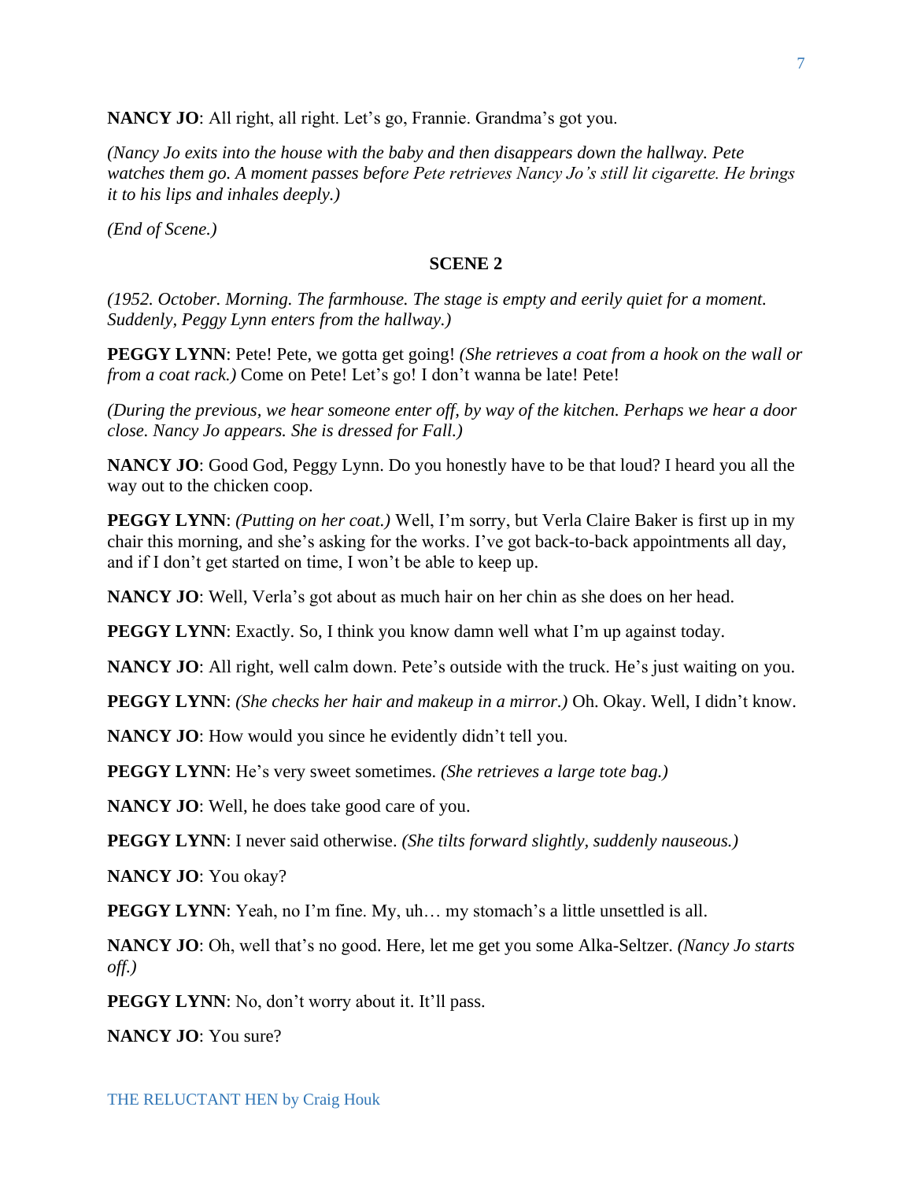**NANCY JO**: All right, all right. Let's go, Frannie. Grandma's got you.

*(Nancy Jo exits into the house with the baby and then disappears down the hallway. Pete watches them go. A moment passes before Pete retrieves Nancy Jo's still lit cigarette. He brings it to his lips and inhales deeply.)*

*(End of Scene.)*

## SCENE 2

*(1952. October. Morning. The farmhouse. The stage is empty and eerily quiet for a moment. Suddenly, Peggy Lynn enters from the hallway.)*

**PEGGY LYNN**: Pete! Pete, we gotta get going! *(She retrieves a coat from a hook on the wall or from a coat rack.)* Come on Pete! Let's go! I don't wanna be late! Pete!

*(During the previous, we hear someone enter off, by way of the kitchen. Perhaps we hear a door close. Nancy Jo appears. She is dressed for Fall.)*

**NANCY JO**: Good God, Peggy Lynn. Do you honestly have to be that loud? I heard you all the way out to the chicken coop.

**PEGGY LYNN**: *(Putting on her coat.)* Well, I'm sorry, but Verla Claire Baker is first up in my chair this morning, and she's asking for the works. I've got back-to-back appointments all day, and if I don't get started on time, I won't be able to keep up.

**NANCY JO**: Well, Verla's got about as much hair on her chin as she does on her head.

**PEGGY LYNN**: Exactly. So, I think you know damn well what I'm up against today.

**NANCY JO**: All right, well calm down. Pete's outside with the truck. He's just waiting on you.

**PEGGY LYNN**: *(She checks her hair and makeup in a mirror.)* Oh. Okay. Well, I didn't know.

**NANCY JO**: How would you since he evidently didn't tell you.

**PEGGY LYNN**: He's very sweet sometimes. *(She retrieves a large tote bag.)*

**NANCY JO**: Well, he does take good care of you.

**PEGGY LYNN**: I never said otherwise. *(She tilts forward slightly, suddenly nauseous.)*

**NANCY JO**: You okay?

**PEGGY LYNN**: Yeah, no I'm fine. My, uh… my stomach's a little unsettled is all.

**NANCY JO**: Oh, well that's no good. Here, let me get you some Alka-Seltzer. *(Nancy Jo starts off.)*

**PEGGY LYNN**: No, don't worry about it. It'll pass.

**NANCY JO**: You sure?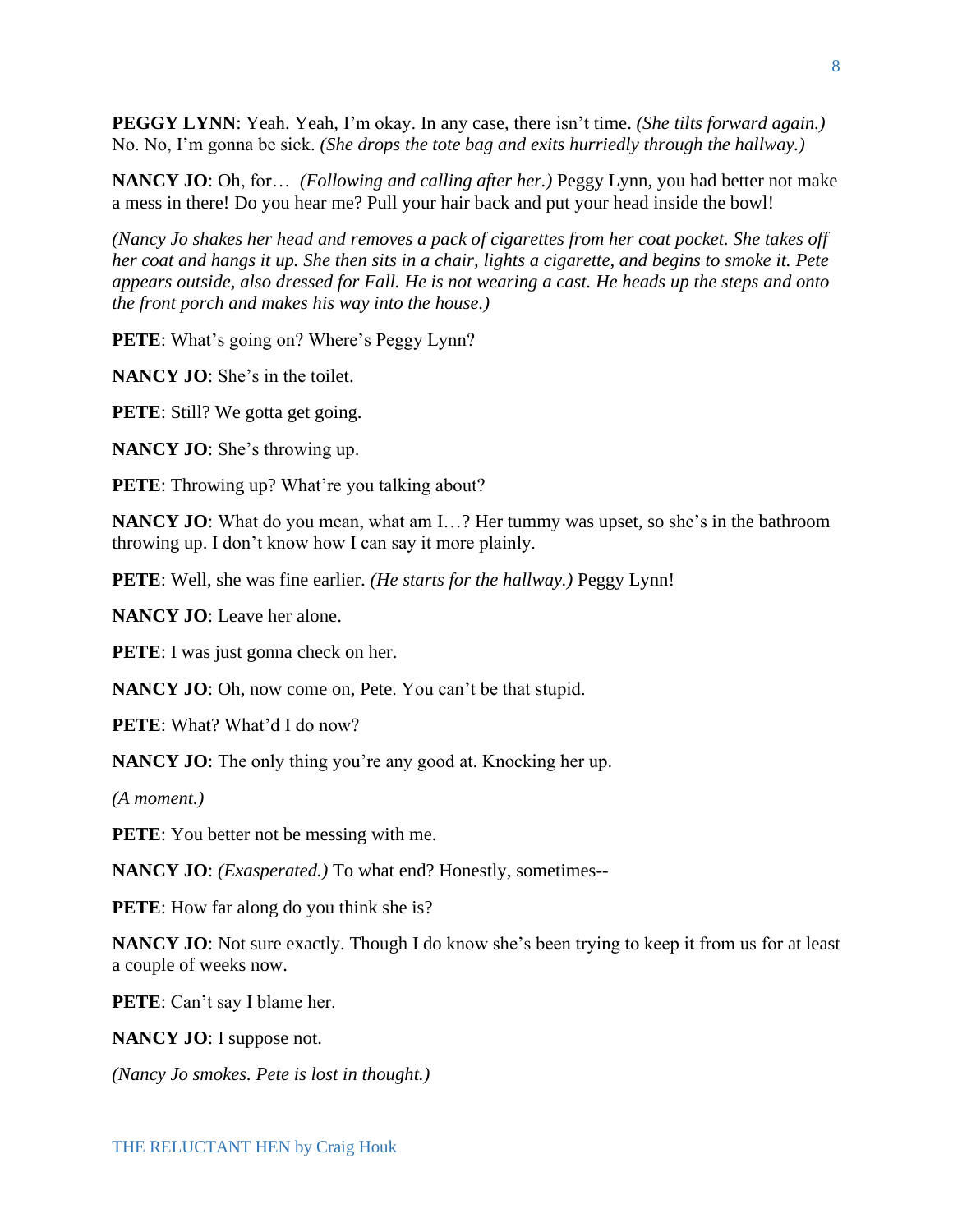**PEGGY LYNN**: Yeah. Yeah, I'm okay. In any case, there isn't time. *(She tilts forward again.)* No. No, I'm gonna be sick. *(She drops the tote bag and exits hurriedly through the hallway.)*

**NANCY JO**: Oh, for… *(Following and calling after her.)* Peggy Lynn, you had better not make a mess in there! Do you hear me? Pull your hair back and put your head inside the bowl!

*(Nancy Jo shakes her head and removes a pack of cigarettes from her coat pocket. She takes off her coat and hangs it up. She then sits in a chair, lights a cigarette, and begins to smoke it. Pete appears outside, also dressed for Fall. He is not wearing a cast. He heads up the steps and onto the front porch and makes his way into the house.)*

**PETE**: What's going on? Where's Peggy Lynn?

**NANCY JO**: She's in the toilet.

**PETE**: Still? We gotta get going.

**NANCY JO**: She's throwing up.

**PETE**: Throwing up? What're you talking about?

**NANCY JO**: What do you mean, what am I…? Her tummy was upset, so she's in the bathroom throwing up. I don't know how I can say it more plainly.

**PETE**: Well, she was fine earlier. *(He starts for the hallway.)* Peggy Lynn!

**NANCY JO**: Leave her alone.

**PETE**: I was just gonna check on her.

**NANCY JO**: Oh, now come on, Pete. You can't be that stupid.

**PETE**: What? What'd I do now?

**NANCY JO**: The only thing you're any good at. Knocking her up.

*(A moment.)*

**PETE**: You better not be messing with me.

**NANCY JO**: *(Exasperated.)* To what end? Honestly, sometimes--

**PETE**: How far along do you think she is?

**NANCY JO**: Not sure exactly. Though I do know she's been trying to keep it from us for at least a couple of weeks now.

**PETE**: Can't say I blame her.

**NANCY JO**: I suppose not.

*(Nancy Jo smokes. Pete is lost in thought.)*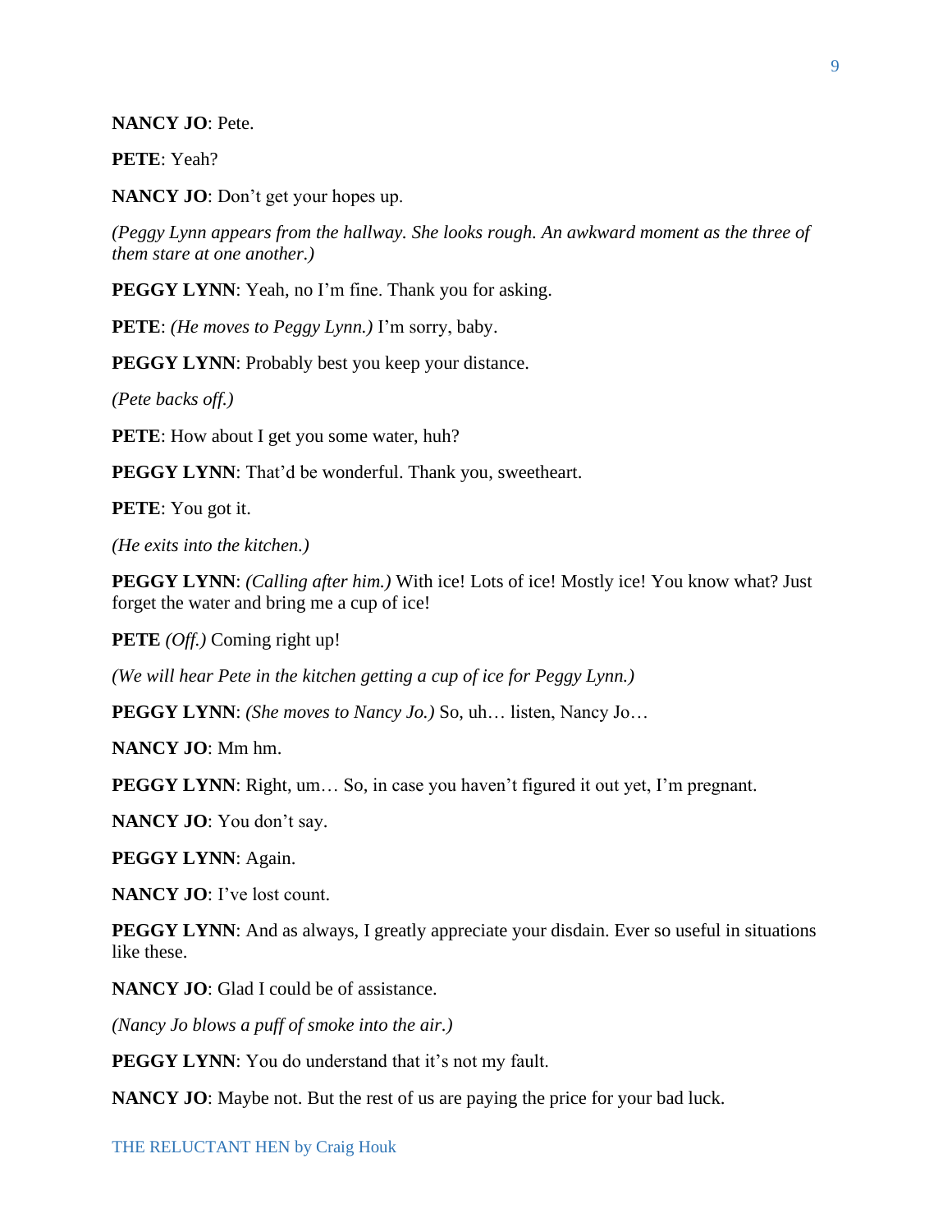**NANCY JO**: Pete.

**PETE**: Yeah?

**NANCY JO**: Don't get your hopes up.

*(Peggy Lynn appears from the hallway. She looks rough. An awkward moment as the three of them stare at one another.)*

**PEGGY LYNN**: Yeah, no I'm fine. Thank you for asking.

**PETE**: *(He moves to Peggy Lynn.)* I'm sorry, baby.

**PEGGY LYNN**: Probably best you keep your distance.

*(Pete backs off.)*

**PETE**: How about I get you some water, huh?

**PEGGY LYNN**: That'd be wonderful. Thank you, sweetheart.

**PETE**: You got it.

*(He exits into the kitchen.)*

**PEGGY LYNN**: *(Calling after him.)* With ice! Lots of ice! Mostly ice! You know what? Just forget the water and bring me a cup of ice!

**PETE** *(Off.)* Coming right up!

*(We will hear Pete in the kitchen getting a cup of ice for Peggy Lynn.)*

**PEGGY LYNN**: *(She moves to Nancy Jo.)* So, uh… listen, Nancy Jo…

**NANCY JO**: Mm hm.

**PEGGY LYNN**: Right, um… So, in case you haven't figured it out yet, I'm pregnant.

**NANCY JO**: You don't say.

**PEGGY LYNN**: Again.

**NANCY JO**: I've lost count.

**PEGGY LYNN**: And as always, I greatly appreciate your disdain. Ever so useful in situations like these.

**NANCY JO**: Glad I could be of assistance.

*(Nancy Jo blows a puff of smoke into the air.)*

**PEGGY LYNN**: You do understand that it's not my fault.

**NANCY JO**: Maybe not. But the rest of us are paying the price for your bad luck.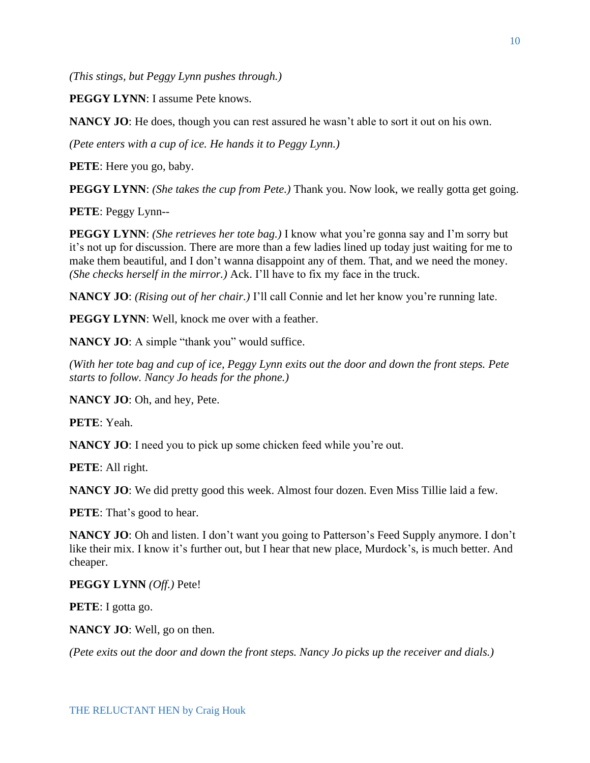*(This stings, but Peggy Lynn pushes through.)*

**PEGGY LYNN**: I assume Pete knows.

**NANCY JO**: He does, though you can rest assured he wasn't able to sort it out on his own.

*(Pete enters with a cup of ice. He hands it to Peggy Lynn.)*

**PETE**: Here you go, baby.

**PEGGY LYNN**: *(She takes the cup from Pete.)* Thank you. Now look, we really gotta get going.

**PETE**: Peggy Lynn--

**PEGGY LYNN**: *(She retrieves her tote bag.)* I know what you're gonna say and I'm sorry but it's not up for discussion. There are more than a few ladies lined up today just waiting for me to make them beautiful, and I don't wanna disappoint any of them. That, and we need the money. *(She checks herself in the mirror.)* Ack. I'll have to fix my face in the truck.

**NANCY JO**: *(Rising out of her chair.)* I'll call Connie and let her know you're running late.

**PEGGY LYNN**: Well, knock me over with a feather.

**NANCY JO**: A simple "thank you" would suffice.

*(With her tote bag and cup of ice, Peggy Lynn exits out the door and down the front steps. Pete starts to follow. Nancy Jo heads for the phone.)*

**NANCY JO**: Oh, and hey, Pete.

**PETE**: Yeah.

**NANCY JO**: I need you to pick up some chicken feed while you're out.

**PETE**: All right.

**NANCY JO**: We did pretty good this week. Almost four dozen. Even Miss Tillie laid a few.

**PETE**: That's good to hear.

**NANCY JO**: Oh and listen. I don't want you going to Patterson's Feed Supply anymore. I don't like their mix. I know it's further out, but I hear that new place, Murdock's, is much better. And cheaper.

**PEGGY LYNN** *(Off.)* Pete!

**PETE**: I gotta go.

**NANCY JO**: Well, go on then.

*(Pete exits out the door and down the front steps. Nancy Jo picks up the receiver and dials.)*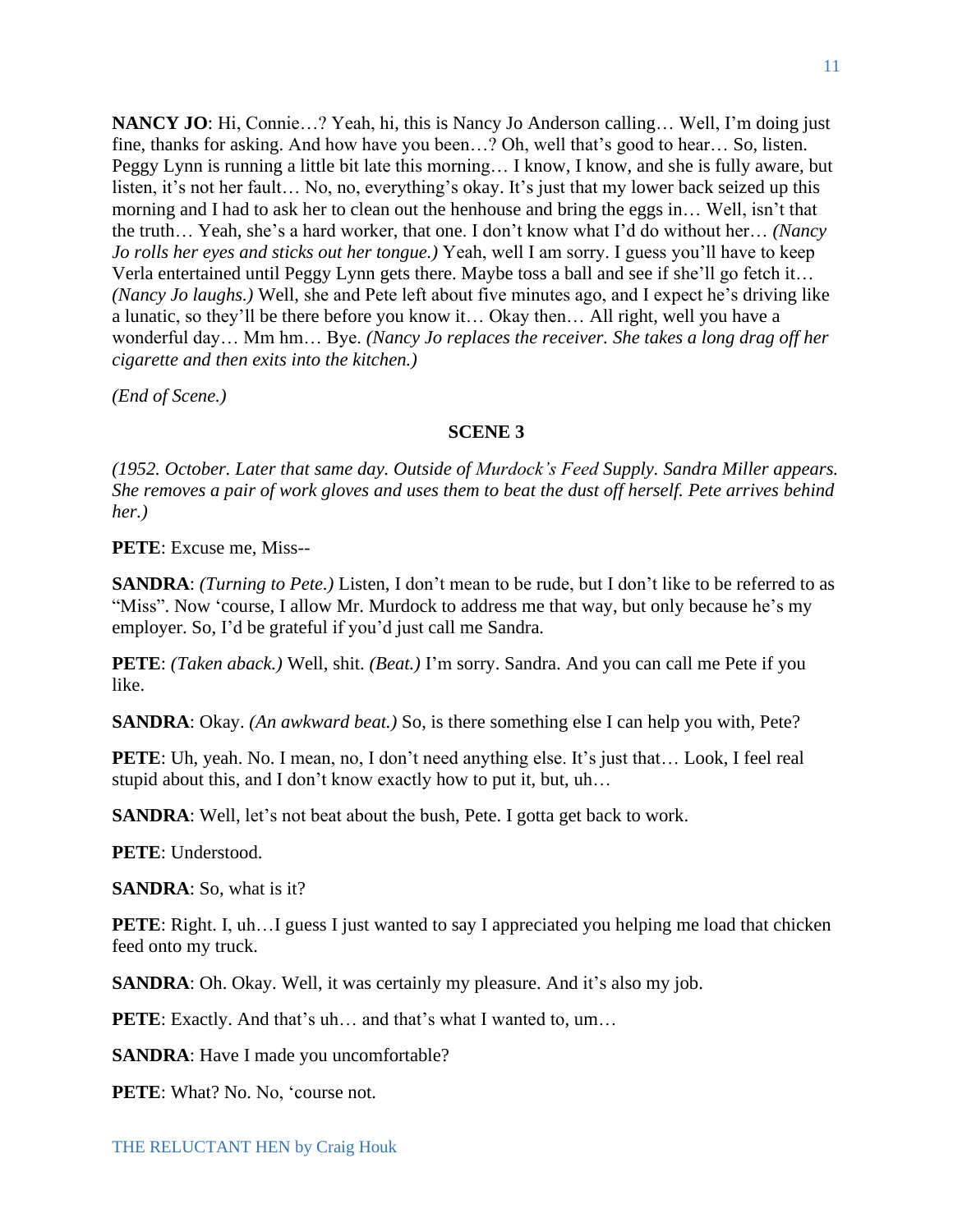**NANCY JO**: Hi, Connie…? Yeah, hi, this is Nancy Jo Anderson calling… Well, I'm doing just fine, thanks for asking. And how have you been…? Oh, well that's good to hear… So, listen. Peggy Lynn is running a little bit late this morning… I know, I know, and she is fully aware, but listen, it's not her fault… No, no, everything's okay. It's just that my lower back seized up this morning and I had to ask her to clean out the henhouse and bring the eggs in… Well, isn't that the truth… Yeah, she's a hard worker, that one. I don't know what I'd do without her… *(Nancy Jo rolls her eyes and sticks out her tongue.)* Yeah, well I am sorry. I guess you'll have to keep Verla entertained until Peggy Lynn gets there. Maybe toss a ball and see if she'll go fetch it… *(Nancy Jo laughs.)* Well, she and Pete left about five minutes ago, and I expect he's driving like a lunatic, so they'll be there before you know it… Okay then… All right, well you have a wonderful day… Mm hm… Bye. *(Nancy Jo replaces the receiver. She takes a long drag off her cigarette and then exits into the kitchen.)*

*(End of Scene.)*

## SCENE 3

*(1952. October. Later that same day. Outside of* Murdock's Feed *Supply. Sandra Miller appears. She removes a pair of work gloves and uses them to beat the dust off herself. Pete arrives behind her.)*

**PETE**: Excuse me, Miss--

**SANDRA**: *(Turning to Pete.)* Listen, I don't mean to be rude, but I don't like to be referred to as "Miss". Now 'course, I allow Mr. Murdock to address me that way, but only because he's my employer. So, I'd be grateful if you'd just call me Sandra.

**PETE**: *(Taken aback.)* Well, shit. *(Beat.)* I'm sorry. Sandra. And you can call me Pete if you like.

**SANDRA**: Okay. *(An awkward beat.)* So, is there something else I can help you with, Pete?

**PETE**: Uh, yeah. No. I mean, no, I don't need anything else. It's just that… Look, I feel real stupid about this, and I don't know exactly how to put it, but, uh…

**SANDRA**: Well, let's not beat about the bush, Pete. I gotta get back to work.

**PETE**: Understood.

**SANDRA**: So, what is it?

**PETE**: Right. I, uh…I guess I just wanted to say I appreciated you helping me load that chicken feed onto my truck.

**SANDRA**: Oh. Okay. Well, it was certainly my pleasure. And it's also my job.

**PETE**: Exactly. And that's uh… and that's what I wanted to, um…

**SANDRA**: Have I made you uncomfortable?

**PETE**: What? No. No, 'course not.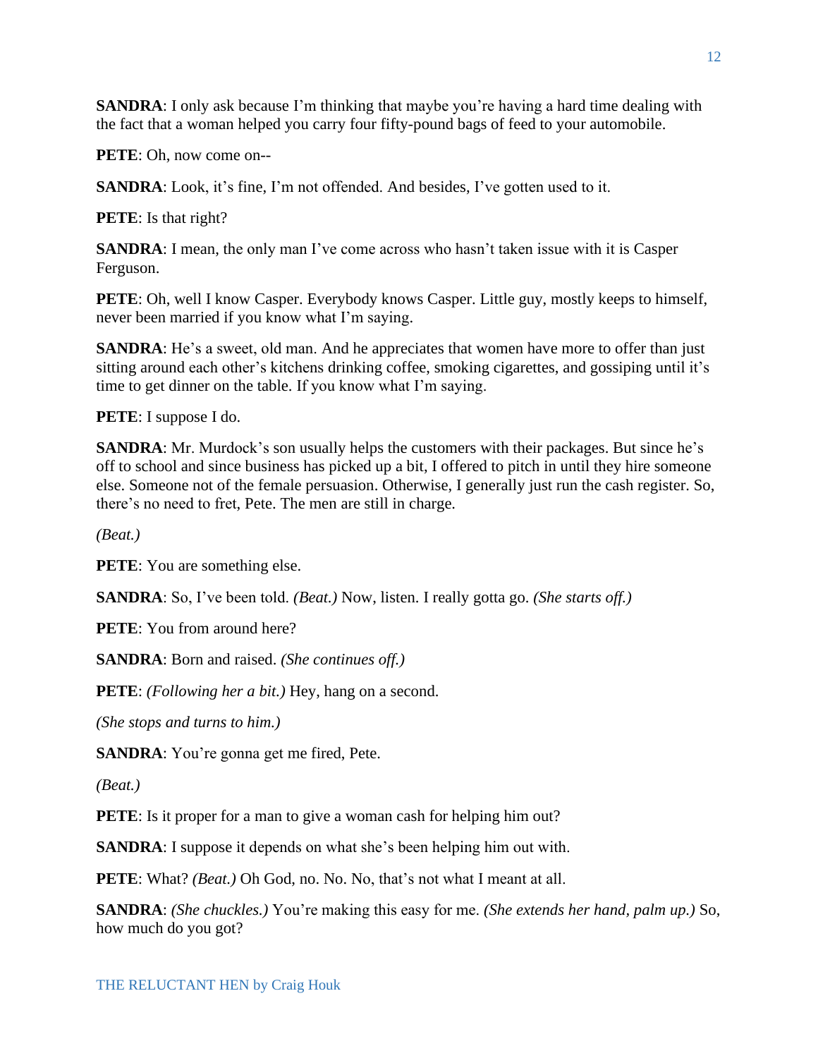**SANDRA**: I only ask because I'm thinking that maybe you're having a hard time dealing with the fact that a woman helped you carry four fifty-pound bags of feed to your automobile.

**PETE**: Oh, now come on--

**SANDRA**: Look, it's fine, I'm not offended. And besides, I've gotten used to it.

**PETE**: Is that right?

**SANDRA**: I mean, the only man I've come across who hasn't taken issue with it is Casper Ferguson.

**PETE**: Oh, well I know Casper. Everybody knows Casper. Little guy, mostly keeps to himself, never been married if you know what I'm saying.

**SANDRA**: He's a sweet, old man. And he appreciates that women have more to offer than just sitting around each other's kitchens drinking coffee, smoking cigarettes, and gossiping until it's time to get dinner on the table. If you know what I'm saying.

**PETE**: I suppose I do.

**SANDRA**: Mr. Murdock's son usually helps the customers with their packages. But since he's off to school and since business has picked up a bit, I offered to pitch in until they hire someone else. Someone not of the female persuasion. Otherwise, I generally just run the cash register. So, there's no need to fret, Pete. The men are still in charge.

*(Beat.)*

**PETE**: You are something else.

**SANDRA**: So, I've been told. *(Beat.)* Now, listen. I really gotta go. *(She starts off.)*

**PETE**: You from around here?

**SANDRA**: Born and raised. *(She continues off.)*

**PETE**: *(Following her a bit.)* Hey, hang on a second.

*(She stops and turns to him.)*

**SANDRA**: You're gonna get me fired, Pete.

*(Beat.)*

**PETE**: Is it proper for a man to give a woman cash for helping him out?

**SANDRA**: I suppose it depends on what she's been helping him out with.

**PETE**: What? *(Beat.)* Oh God, no. No. No, that's not what I meant at all.

**SANDRA**: *(She chuckles.)* You're making this easy for me. *(She extends her hand, palm up.)* So, how much do you got?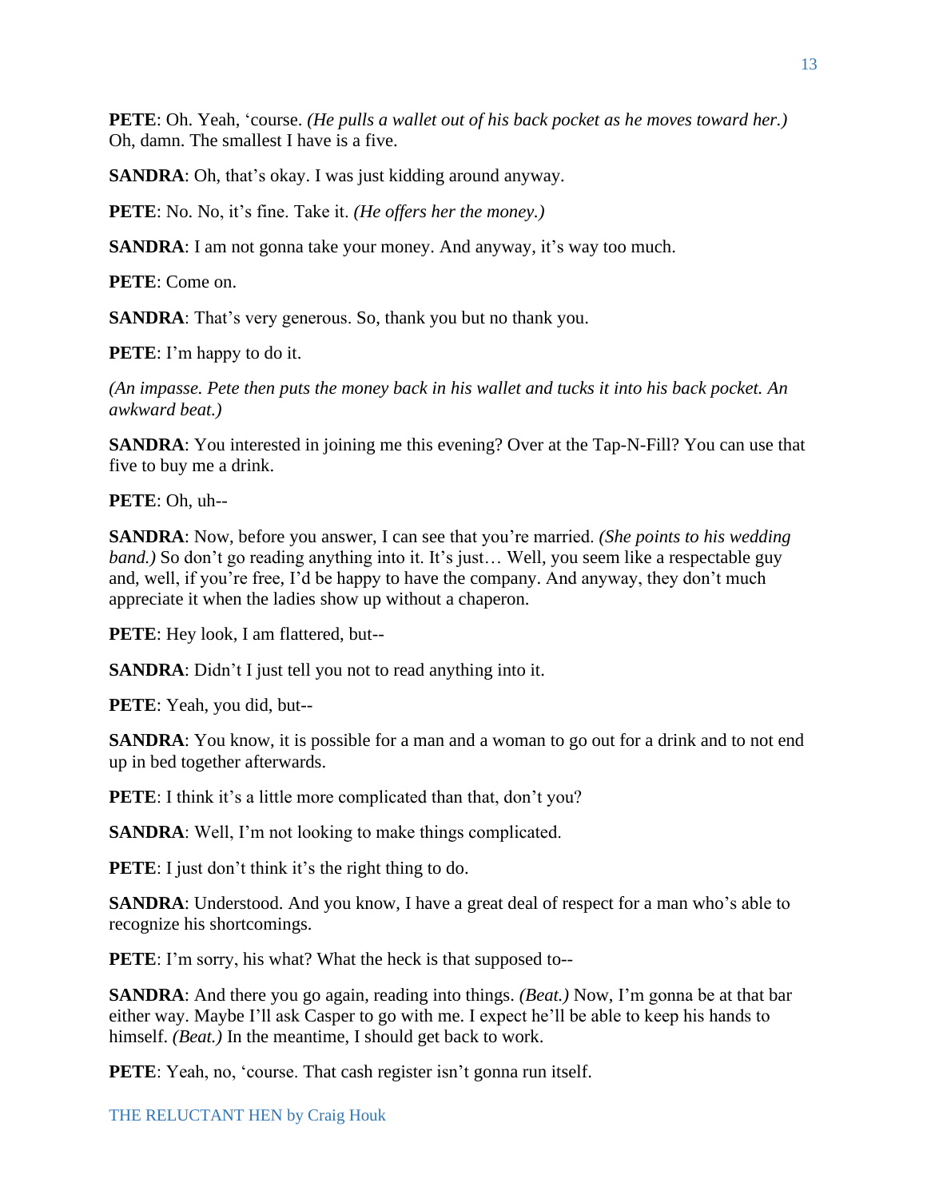**PETE**: Oh. Yeah, ‘course. *(He pulls a wallet out of his back pocket as he moves toward her.)* Oh, damn. The smallest I have is a five.

**SANDRA**: Oh, that’s okay. I was just kidding around anyway.

**PETE**: No. No, it’s fine. Take it. *(He offers her the money.)*

**SANDRA**: I am not gonna take your money. And anyway, it’s way too much.

**PETE**: Come on.

**SANDRA**: That’s very generous. So, thank you but no thank you.

**PETE**: I’m happy to do it.

*(An impasse. Pete then puts the money back in his wallet and tucks it into his back pocket. An awkward beat.)*

**SANDRA**: You interested in joining me this evening? Over at the Tap-N-Fill? You can use that five to buy me a drink.

**PETE**: Oh, uh--

**SANDRA**: Now, before you answer, I can see that you’re married. *(She points to his wedding band.)* So don’t go reading anything into it. It’s just… Well, you seem like a respectable guy and, well, if you’re free, I’d be happy to have the company. And anyway, they don’t much appreciate it when the ladies show up without a chaperon.

**PETE**: Hey look, I am flattered, but--

**SANDRA**: Didn’t I just tell you not to read anything into it.

**PETE**: Yeah, you did, but--

**SANDRA**: You know, it is possible for a man and a woman to go out for a drink and to not end up in bed together afterwards.

**PETE**: I think it’s a little more complicated than that, don’t you?

**SANDRA**: Well, I’m not looking to make things complicated.

**PETE**: I just don’t think it’s the right thing to do.

**SANDRA**: Understood. And you know, I have a great deal of respect for a man who’s able to recognize his shortcomings.

**PETE**: I’m sorry, his what? What the heck is that supposed to--

**SANDRA**: And there you go again, reading into things. *(Beat.)* Now, I’m gonna be at that bar either way. Maybe I’ll ask Casper to go with me. I expect he’ll be able to keep his hands to himself. *(Beat.)* In the meantime, I should get back to work.

**PETE**: Yeah, no, ‘course. That cash register isn’t gonna run itself.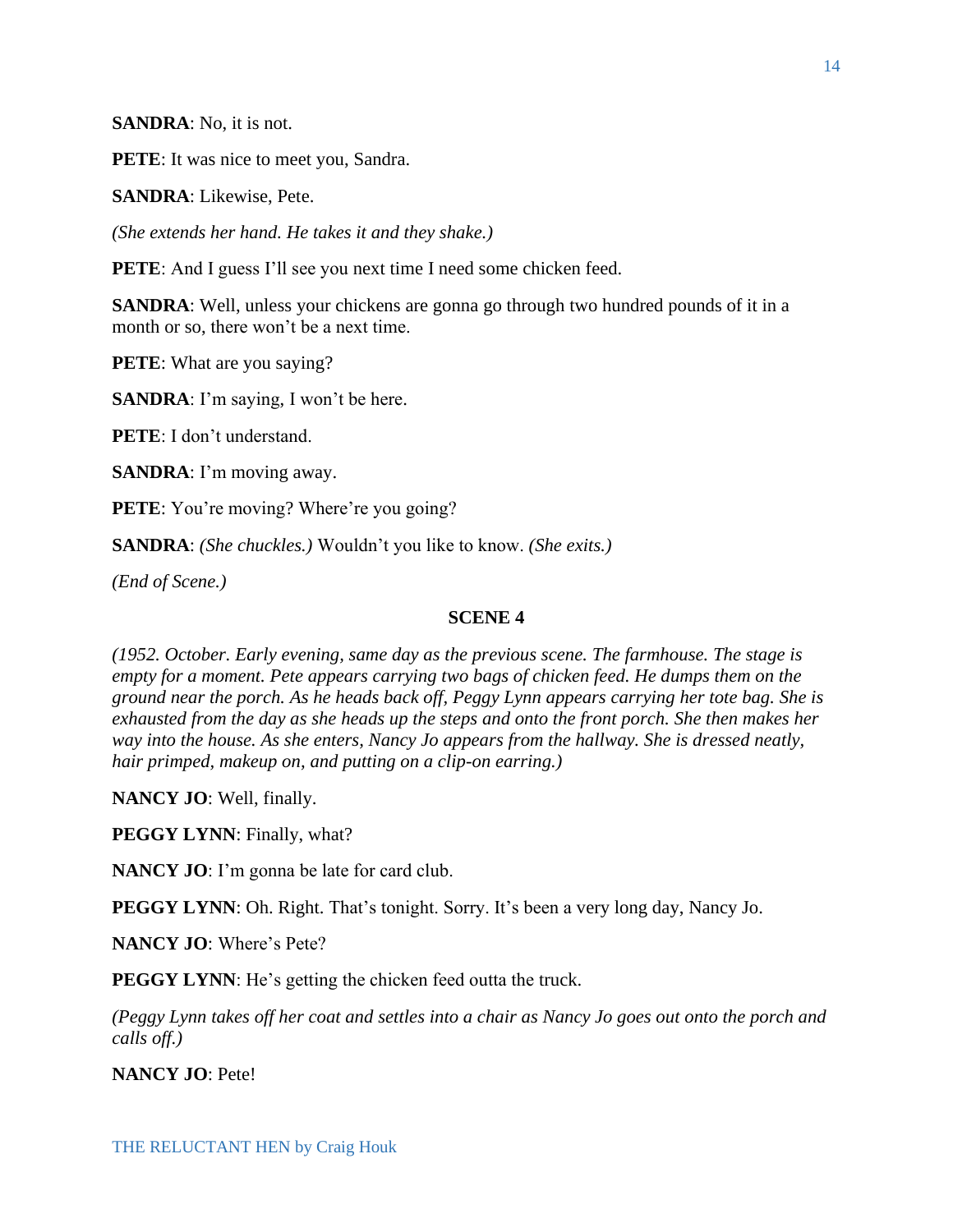**SANDRA**: No, it is not.

**PETE**: It was nice to meet you, Sandra.

**SANDRA**: Likewise, Pete.

*(She extends her hand. He takes it and they shake.)*

**PETE**: And I guess I'll see you next time I need some chicken feed.

**SANDRA**: Well, unless your chickens are gonna go through two hundred pounds of it in a month or so, there won't be a next time.

**PETE**: What are you saying?

**SANDRA**: I'm saying, I won't be here.

**PETE**: I don't understand.

**SANDRA**: I'm moving away.

**PETE**: You're moving? Where're you going?

**SANDRA**: *(She chuckles.)* Wouldn't you like to know. *(She exits.)*

*(End of Scene.)*

## SCENE 4

*(1952. October. Early evening, same day as the previous scene. The farmhouse. The stage is empty for a moment. Pete appears carrying two bags of chicken feed. He dumps them on the ground near the porch. As he heads back off, Peggy Lynn appears carrying her tote bag. She is exhausted from the day as she heads up the steps and onto the front porch. She then makes her way into the house. As she enters, Nancy Jo appears from the hallway. She is dressed neatly, hair primped, makeup on, and putting on a clip-on earring.)*

**NANCY JO**: Well, finally.

**PEGGY LYNN**: Finally, what?

**NANCY JO**: I'm gonna be late for card club.

**PEGGY LYNN**: Oh. Right. That's tonight. Sorry. It's been a very long day, Nancy Jo.

**NANCY JO**: Where's Pete?

**PEGGY LYNN**: He's getting the chicken feed outta the truck.

*(Peggy Lynn takes off her coat and settles into a chair as Nancy Jo goes out onto the porch and calls off.)*

**NANCY JO**: Pete!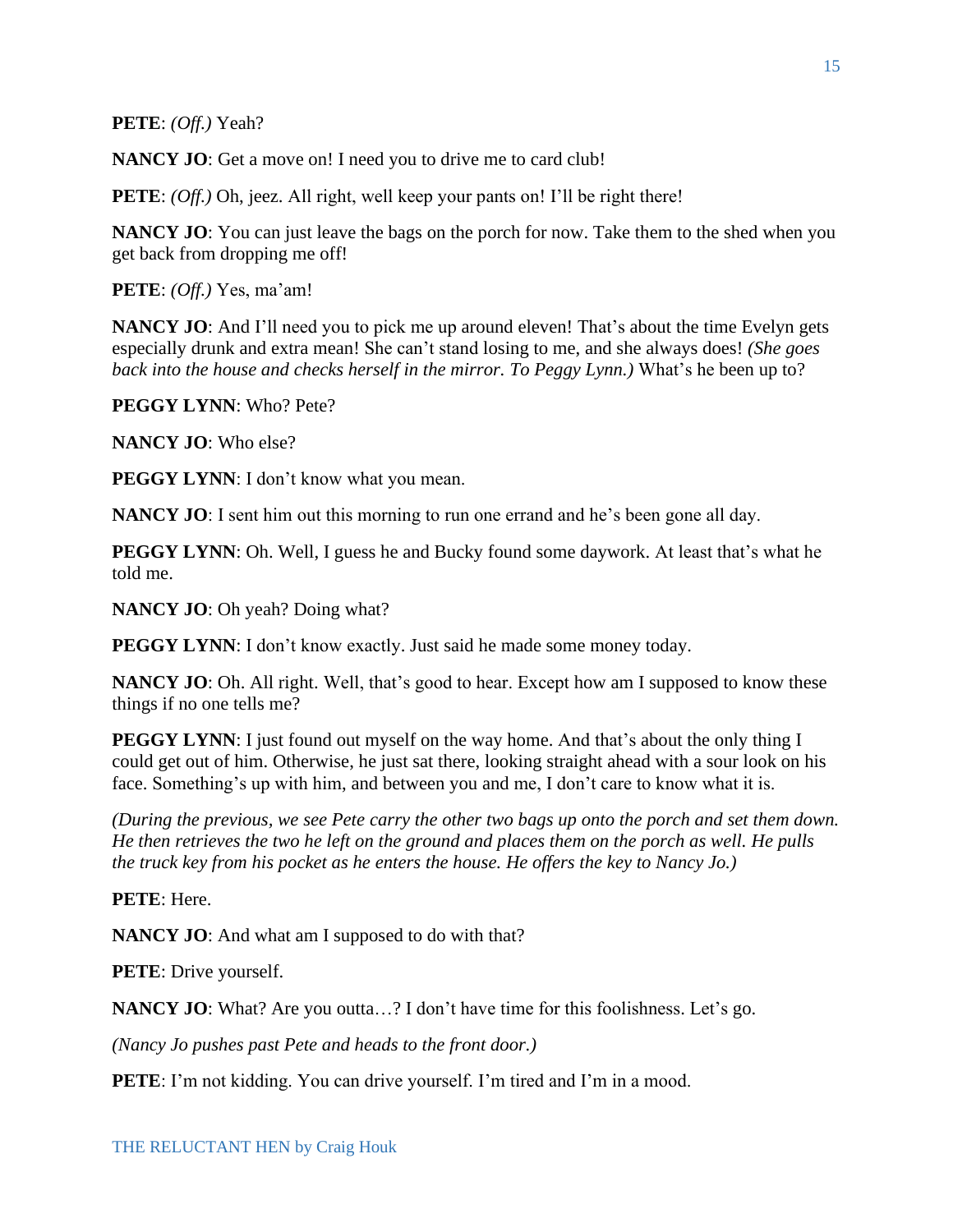**PETE**: *(Off.)* Yeah?

**NANCY JO**: Get a move on! I need you to drive me to card club!

**PETE**: *(Off.)* Oh, jeez. All right, well keep your pants on! I'll be right there!

**NANCY JO**: You can just leave the bags on the porch for now. Take them to the shed when you get back from dropping me off!

**PETE**: *(Off.)* Yes, ma'am!

**NANCY JO**: And I'll need you to pick me up around eleven! That's about the time Evelyn gets especially drunk and extra mean! She can't stand losing to me, and she always does! *(She goes back into the house and checks herself in the mirror. To Peggy Lynn.)* What's he been up to?

**PEGGY LYNN**: Who? Pete?

**NANCY JO**: Who else?

**PEGGY LYNN**: I don't know what you mean.

**NANCY JO**: I sent him out this morning to run one errand and he's been gone all day.

**PEGGY LYNN**: Oh. Well, I guess he and Bucky found some daywork. At least that's what he told me.

**NANCY JO**: Oh yeah? Doing what?

**PEGGY LYNN**: I don't know exactly. Just said he made some money today.

**NANCY JO**: Oh. All right. Well, that's good to hear. Except how am I supposed to know these things if no one tells me?

**PEGGY LYNN**: I just found out myself on the way home. And that's about the only thing I could get out of him. Otherwise, he just sat there, looking straight ahead with a sour look on his face. Something's up with him, and between you and me, I don't care to know what it is.

*(During the previous, we see Pete carry the other two bags up onto the porch and set them down. He then retrieves the two he left on the ground and places them on the porch as well. He pulls the truck key from his pocket as he enters the house. He offers the key to Nancy Jo.)*

**PETE**: Here.

**NANCY JO**: And what am I supposed to do with that?

**PETE**: Drive yourself.

**NANCY JO**: What? Are you outta…? I don't have time for this foolishness. Let's go.

*(Nancy Jo pushes past Pete and heads to the front door.)*

**PETE**: I'm not kidding. You can drive yourself. I'm tired and I'm in a mood.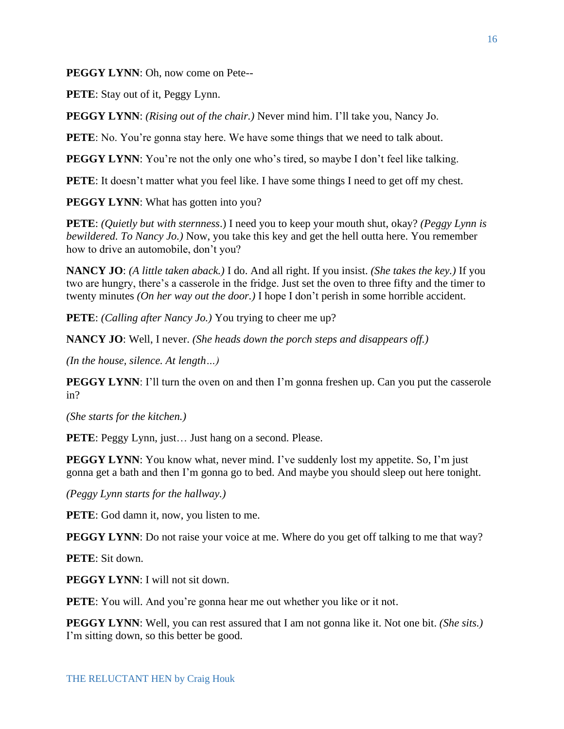**PEGGY LYNN**: Oh, now come on Pete--

**PETE**: Stay out of it, Peggy Lynn.

**PEGGY LYNN**: *(Rising out of the chair.)* Never mind him. I'll take you, Nancy Jo.

**PETE**: No. You're gonna stay here. We have some things that we need to talk about.

**PEGGY LYNN**: You're not the only one who's tired, so maybe I don't feel like talking.

**PETE**: It doesn't matter what you feel like. I have some things I need to get off my chest.

**PEGGY LYNN**: What has gotten into you?

**PETE**: *(Quietly but with sternness.)* I need you to keep your mouth shut, okay? *(Peggy Lynn is bewildered. To Nancy Jo.)* Now, you take this key and get the hell outta here. You remember how to drive an automobile, don't you?

**NANCY JO**: *(A little taken aback.)* I do. And all right. If you insist. *(She takes the key.)* If you two are hungry, there's a casserole in the fridge. Just set the oven to three fifty and the timer to twenty minutes *(On her way out the door.)* I hope I don't perish in some horrible accident.

**PETE**: *(Calling after Nancy Jo.)* You trying to cheer me up?

**NANCY JO**: Well, I never. *(She heads down the porch steps and disappears off.)*

*(In the house, silence. At length…)*

**PEGGY LYNN**: I'll turn the oven on and then I'm gonna freshen up. Can you put the casserole in?

*(She starts for the kitchen.)*

**PETE**: Peggy Lynn, just… Just hang on a second. Please.

**PEGGY LYNN**: You know what, never mind. I've suddenly lost my appetite. So, I'm just gonna get a bath and then I'm gonna go to bed. And maybe you should sleep out here tonight.

*(Peggy Lynn starts for the hallway.)*

**PETE**: God damn it, now, you listen to me.

**PEGGY LYNN**: Do not raise your voice at me. Where do you get off talking to me that way?

**PETE**: Sit down.

**PEGGY LYNN**: I will not sit down.

**PETE**: You will. And you're gonna hear me out whether you like or it not.

**PEGGY LYNN**: Well, you can rest assured that I am not gonna like it. Not one bit. *(She sits.)* I'm sitting down, so this better be good.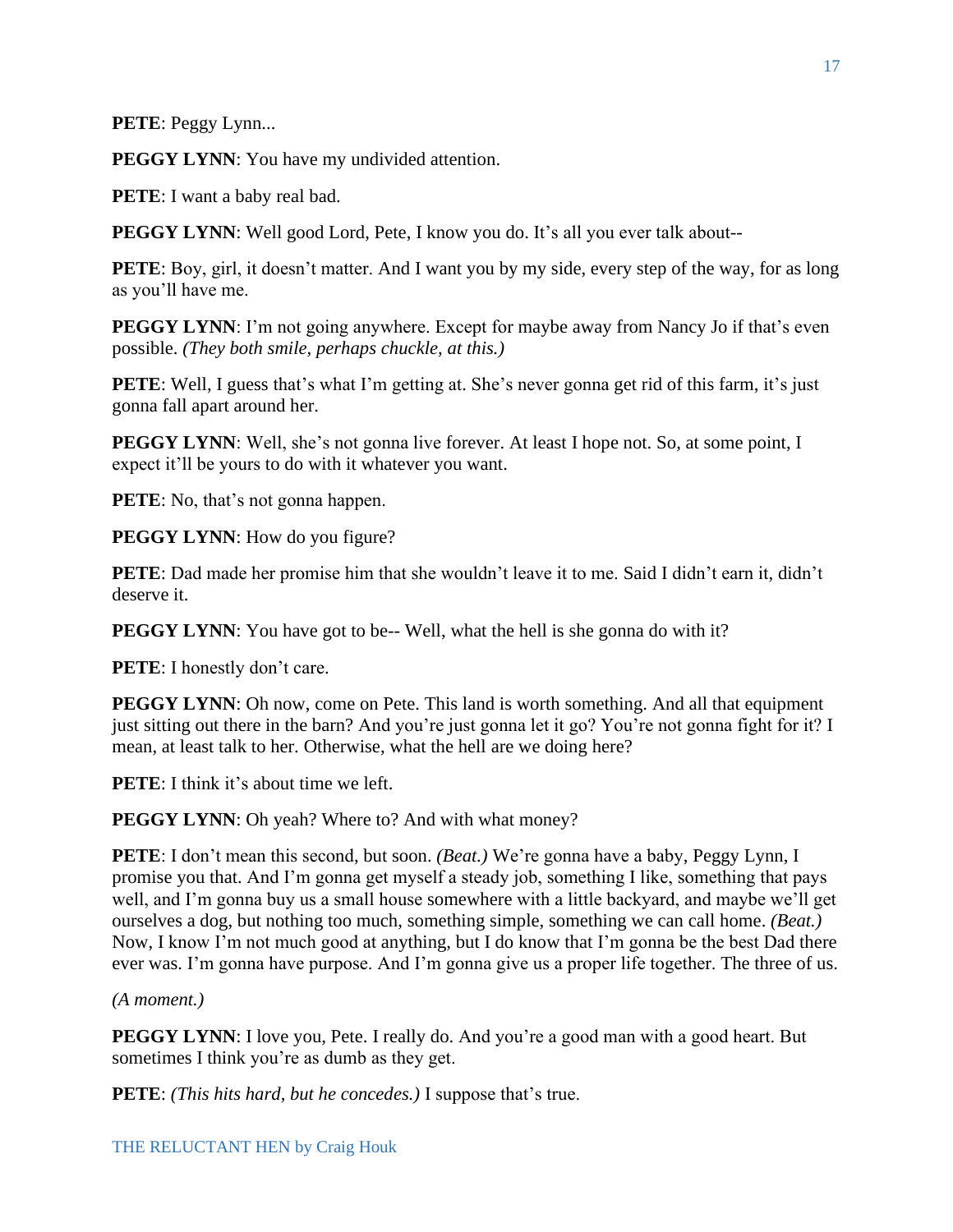**PETE**: Peggy Lynn...

**PEGGY LYNN**: You have my undivided attention.

**PETE**: I want a baby real bad.

**PEGGY LYNN**: Well good Lord, Pete, I know you do. It's all you ever talk about--

**PETE**: Boy, girl, it doesn't matter. And I want you by my side, every step of the way, for as long as you'll have me.

**PEGGY LYNN**: I'm not going anywhere. Except for maybe away from Nancy Jo if that's even possible. *(They both smile, perhaps chuckle, at this.)*

**PETE**: Well, I guess that's what I'm getting at. She's never gonna get rid of this farm, it's just gonna fall apart around her.

**PEGGY LYNN**: Well, she's not gonna live forever. At least I hope not. So, at some point, I expect it'll be yours to do with it whatever you want.

**PETE**: No, that's not gonna happen.

**PEGGY LYNN**: How do you figure?

**PETE**: Dad made her promise him that she wouldn't leave it to me. Said I didn't earn it, didn't deserve it.

**PEGGY LYNN**: You have got to be-- Well, what the hell is she gonna do with it?

**PETE**: I honestly don't care.

**PEGGY LYNN**: Oh now, come on Pete. This land is worth something. And all that equipment just sitting out there in the barn? And you're just gonna let it go? You're not gonna fight for it? I mean, at least talk to her. Otherwise, what the hell are we doing here?

**PETE**: I think it's about time we left.

**PEGGY LYNN**: Oh yeah? Where to? And with what money?

**PETE**: I don't mean this second, but soon. *(Beat.)* We're gonna have a baby, Peggy Lynn, I promise you that. And I'm gonna get myself a steady job, something I like, something that pays well, and I'm gonna buy us a small house somewhere with a little backyard, and maybe we'll get ourselves a dog, but nothing too much, something simple, something we can call home. *(Beat.)* Now, I know I'm not much good at anything, but I do know that I'm gonna be the best Dad there ever was. I'm gonna have purpose. And I'm gonna give us a proper life together. The three of us.

*(A moment.)*

**PEGGY LYNN**: I love you, Pete. I really do. And you're a good man with a good heart. But sometimes I think you're as dumb as they get.

**PETE**: *(This hits hard, but he concedes.)* I suppose that's true.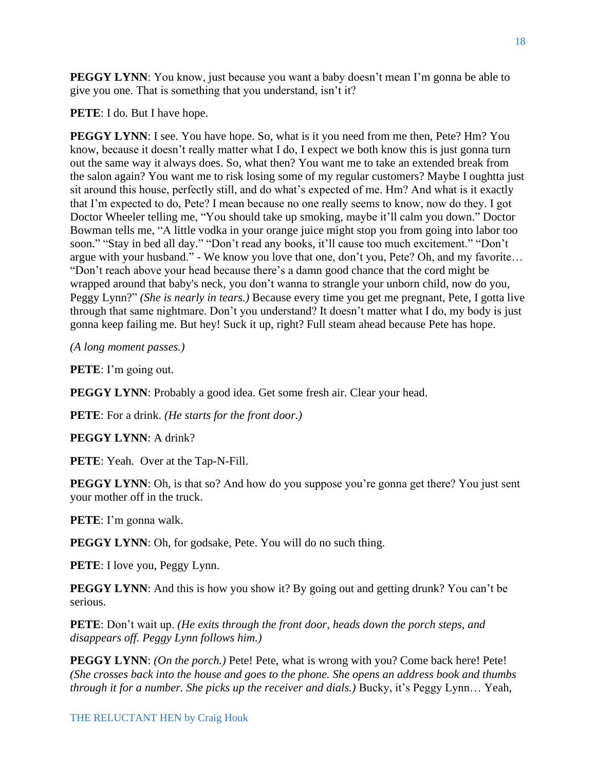**PEGGY LYNN**: You know, just because you want a baby doesn't mean I'm gonna be able to give you one. That is something that you understand, isn't it?

**PETE**: I do. But I have hope.

**PEGGY LYNN**: I see. You have hope. So, what is it you need from me then, Pete? Hm? You know, because it doesn't really matter what I do, I expect we both know this is just gonna turn out the same way it always does. So, what then? You want me to take an extended break from the salon again? You want me to risk losing some of my regular customers? Maybe I oughtta just sit around this house, perfectly still, and do what's expected of me. Hm? And what is it exactly that I'm expected to do, Pete? I mean because no one really seems to know, now do they. I got Doctor Wheeler telling me, "You should take up smoking, maybe it'll calm you down." Doctor Bowman tells me, "A little vodka in your orange juice might stop you from going into labor too soon." "Stay in bed all day." "Don't read any books, it'll cause too much excitement." "Don't argue with your husband." - We know you love that one, don't you, Pete? Oh, and my favorite… "Don't reach above your head because there's a damn good chance that the cord might be wrapped around that baby's neck, you don't wanna to strangle your unborn child, now do you, Peggy Lynn?" *(She is nearly in tears.)* Because every time you get me pregnant, Pete, I gotta live through that same nightmare. Don't you understand? It doesn't matter what I do, my body is just gonna keep failing me. But hey! Suck it up, right? Full steam ahead because Pete has hope.

*(A long moment passes.)*

**PETE**: I'm going out.

**PEGGY LYNN**: Probably a good idea. Get some fresh air. Clear your head.

**PETE**: For a drink. *(He starts for the front door.)*

**PEGGY LYNN**: A drink?

**PETE**: Yeah. Over at the Tap-N-Fill.

**PEGGY LYNN**: Oh, is that so? And how do you suppose you're gonna get there? You just sent your mother off in the truck.

**PETE**: I'm gonna walk.

**PEGGY LYNN**: Oh, for godsake, Pete. You will do no such thing.

**PETE**: I love you, Peggy Lynn.

**PEGGY LYNN**: And this is how you show it? By going out and getting drunk? You can't be serious.

**PETE**: Don't wait up. *(He exits through the front door, heads down the porch steps, and disappears off. Peggy Lynn follows him.)*

**PEGGY LYNN**: *(On the porch.)* Pete! Pete, what is wrong with you? Come back here! Pete! *(She crosses back into the house and goes to the phone. She opens an address book and thumbs through it for a number. She picks up the receiver and dials.)* Bucky, it's Peggy Lynn… Yeah,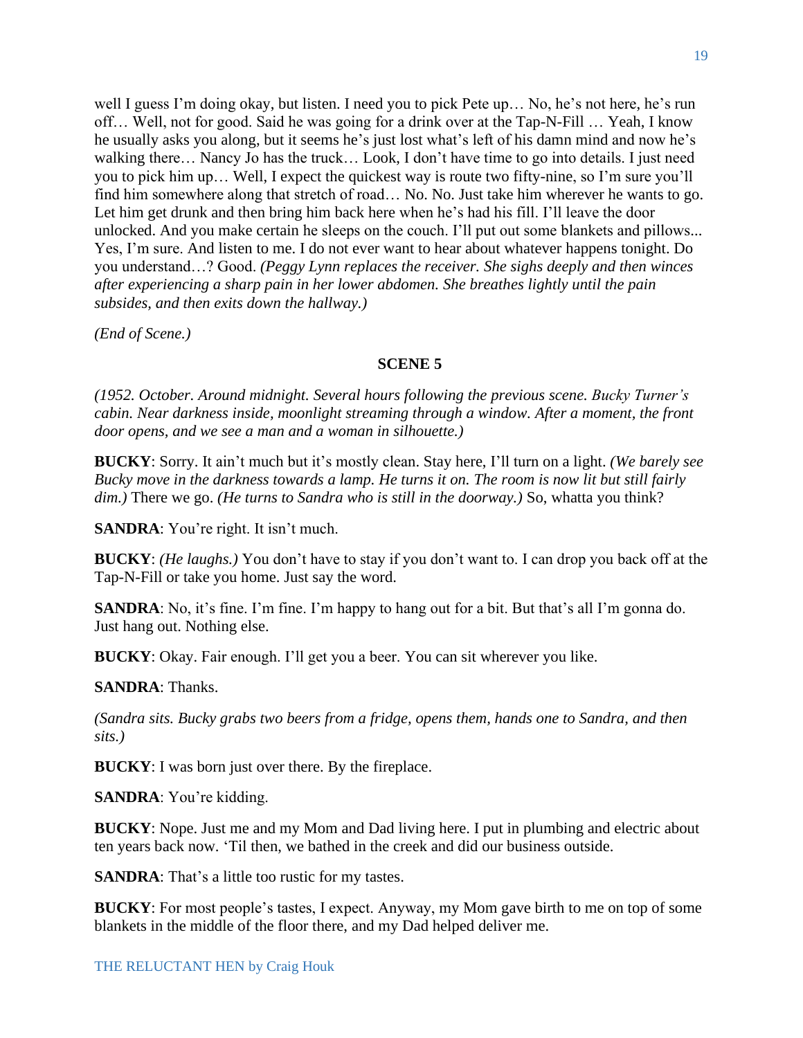well I guess I'm doing okay, but listen. I need you to pick Pete up… No, he's not here, he's run off… Well, not for good. Said he was going for a drink over at the Tap-N-Fill … Yeah, I know he usually asks you along, but it seems he's just lost what's left of his damn mind and now he's walking there… Nancy Jo has the truck… Look, I don't have time to go into details. I just need you to pick him up… Well, I expect the quickest way is route two fifty-nine, so I'm sure you'll find him somewhere along that stretch of road… No. No. Just take him wherever he wants to go. Let him get drunk and then bring him back here when he's had his fill. I'll leave the door unlocked. And you make certain he sleeps on the couch. I'll put out some blankets and pillows... Yes, I'm sure. And listen to me. I do not ever want to hear about whatever happens tonight. Do you understand…? Good. *(Peggy Lynn replaces the receiver. She sighs deeply and then winces after experiencing a sharp pain in her lower abdomen. She breathes lightly until the pain subsides, and then exits down the hallway.)*

*(End of Scene.)*

## SCENE 5

*(1952. October. Around midnight. Several hours following the previous scene. Bucky Turner's cabin. Near darkness inside, moonlight streaming through a window. After a moment, the front door opens, and we see a man and a woman in silhouette.)*

**BUCKY**: Sorry. It ain't much but it's mostly clean. Stay here, I'll turn on a light. *(We barely see Bucky move in the darkness towards a lamp. He turns it on. The room is now lit but still fairly dim.)* There we go. *(He turns to Sandra who is still in the doorway.)* So, whatta you think?

**SANDRA**: You're right. It isn't much.

**BUCKY**: *(He laughs.)* You don't have to stay if you don't want to. I can drop you back off at the Tap-N-Fill or take you home. Just say the word.

**SANDRA**: No, it's fine. I'm fine. I'm happy to hang out for a bit. But that's all I'm gonna do. Just hang out. Nothing else.

**BUCKY**: Okay. Fair enough. I'll get you a beer. You can sit wherever you like.

**SANDRA**: Thanks.

*(Sandra sits. Bucky grabs two beers from a fridge, opens them, hands one to Sandra, and then sits.)*

**BUCKY**: I was born just over there. By the fireplace.

**SANDRA**: You're kidding.

**BUCKY**: Nope. Just me and my Mom and Dad living here. I put in plumbing and electric about ten years back now. 'Til then, we bathed in the creek and did our business outside.

**SANDRA**: That's a little too rustic for my tastes.

**BUCKY**: For most people's tastes, I expect. Anyway, my Mom gave birth to me on top of some blankets in the middle of the floor there, and my Dad helped deliver me.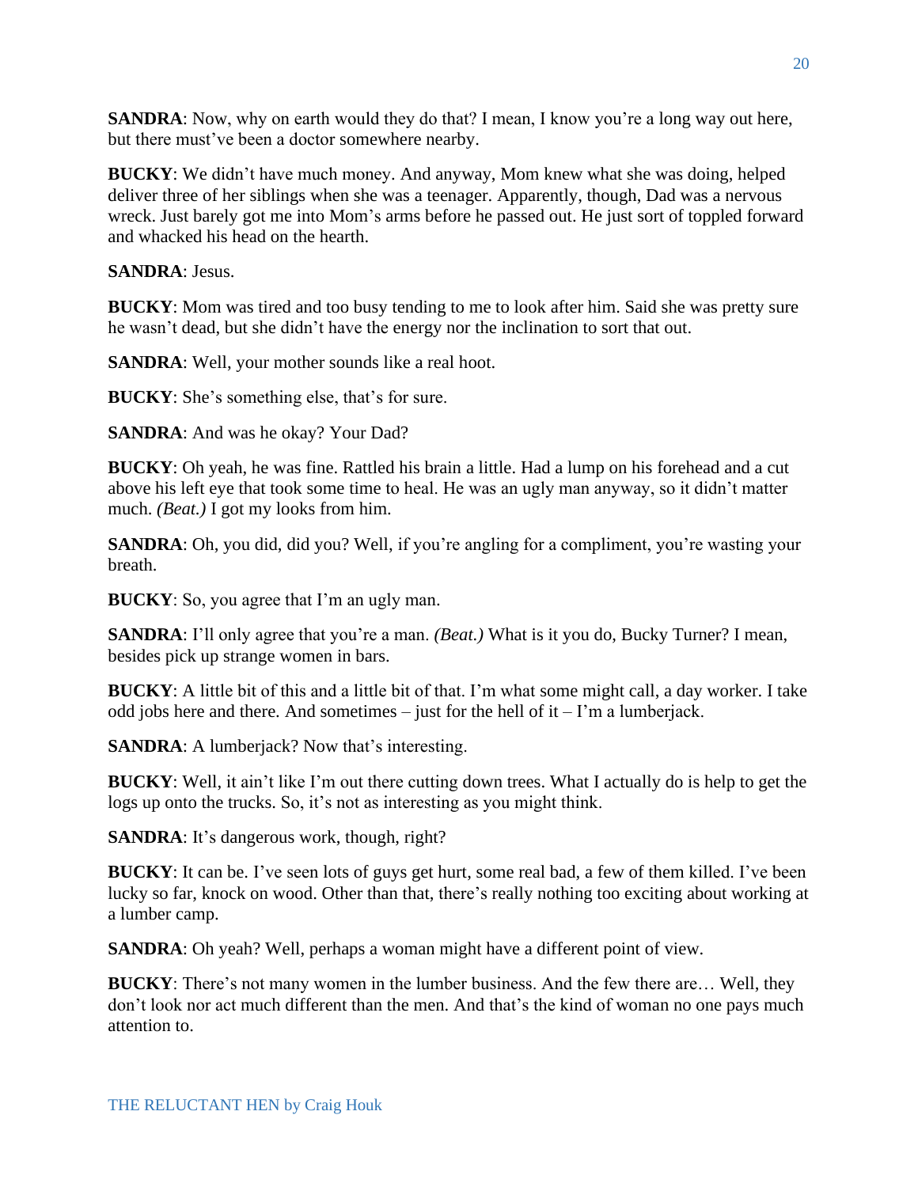**SANDRA**: Now, why on earth would they do that? I mean, I know you're a long way out here, but there must've been a doctor somewhere nearby.

**BUCKY**: We didn't have much money. And anyway, Mom knew what she was doing, helped deliver three of her siblings when she was a teenager. Apparently, though, Dad was a nervous wreck. Just barely got me into Mom's arms before he passed out. He just sort of toppled forward and whacked his head on the hearth.

**SANDRA**: Jesus.

**BUCKY**: Mom was tired and too busy tending to me to look after him. Said she was pretty sure he wasn't dead, but she didn't have the energy nor the inclination to sort that out.

**SANDRA**: Well, your mother sounds like a real hoot.

**BUCKY**: She's something else, that's for sure.

**SANDRA**: And was he okay? Your Dad?

**BUCKY**: Oh yeah, he was fine. Rattled his brain a little. Had a lump on his forehead and a cut above his left eye that took some time to heal. He was an ugly man anyway, so it didn't matter much. *(Beat.)* I got my looks from him.

**SANDRA**: Oh, you did, did you? Well, if you're angling for a compliment, you're wasting your breath.

**BUCKY**: So, you agree that I'm an ugly man.

**SANDRA**: I'll only agree that you're a man. *(Beat.)* What is it you do, Bucky Turner? I mean, besides pick up strange women in bars.

**BUCKY**: A little bit of this and a little bit of that. I'm what some might call, a day worker. I take odd jobs here and there. And sometimes – just for the hell of it – I'm a lumberjack.

**SANDRA**: A lumberjack? Now that's interesting.

**BUCKY**: Well, it ain't like I'm out there cutting down trees. What I actually do is help to get the logs up onto the trucks. So, it's not as interesting as you might think.

**SANDRA**: It's dangerous work, though, right?

**BUCKY**: It can be. I've seen lots of guys get hurt, some real bad, a few of them killed. I've been lucky so far, knock on wood. Other than that, there's really nothing too exciting about working at a lumber camp.

**SANDRA**: Oh yeah? Well, perhaps a woman might have a different point of view.

**BUCKY**: There's not many women in the lumber business. And the few there are… Well, they don't look nor act much different than the men. And that's the kind of woman no one pays much attention to.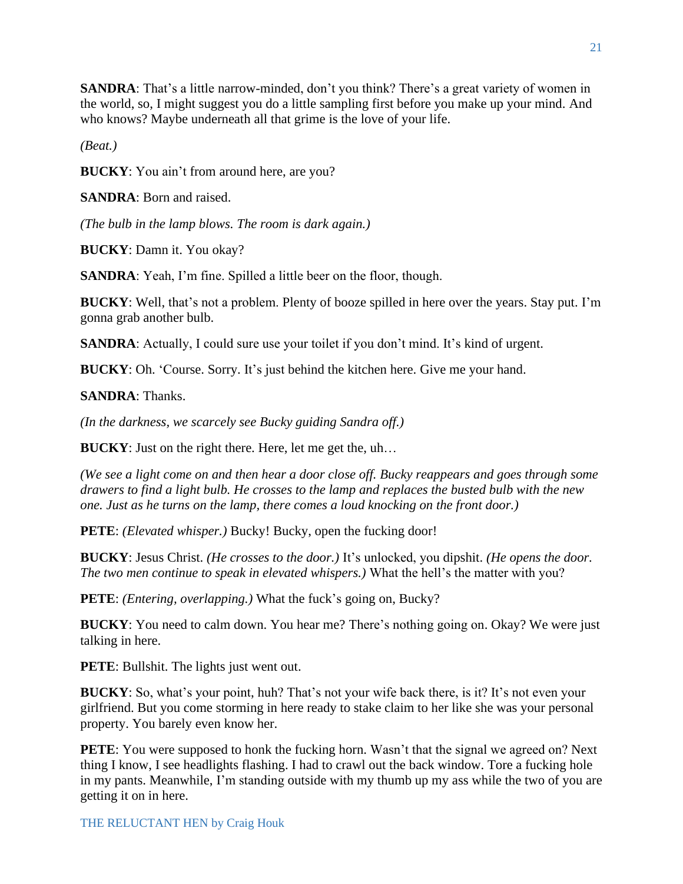**SANDRA**: That's a little narrow-minded, don't you think? There's a great variety of women in the world, so, I might suggest you do a little sampling first before you make up your mind. And who knows? Maybe underneath all that grime is the love of your life.

*(Beat.)*

**BUCKY**: You ain't from around here, are you?

**SANDRA**: Born and raised.

*(The bulb in the lamp blows. The room is dark again.)*

**BUCKY**: Damn it. You okay?

**SANDRA**: Yeah, I'm fine. Spilled a little beer on the floor, though.

**BUCKY**: Well, that's not a problem. Plenty of booze spilled in here over the years. Stay put. I'm gonna grab another bulb.

**SANDRA**: Actually, I could sure use your toilet if you don't mind. It's kind of urgent.

**BUCKY**: Oh. 'Course. Sorry. It's just behind the kitchen here. Give me your hand.

**SANDRA**: Thanks.

*(In the darkness, we scarcely see Bucky guiding Sandra off.)*

**BUCKY**: Just on the right there. Here, let me get the, uh…

*(We see a light come on and then hear a door close off. Bucky reappears and goes through some drawers to find a light bulb. He crosses to the lamp and replaces the busted bulb with the new one. Just as he turns on the lamp, there comes a loud knocking on the front door.)*

**PETE**: *(Elevated whisper.)* Bucky! Bucky, open the fucking door!

**BUCKY**: Jesus Christ. *(He crosses to the door.)* It's unlocked, you dipshit. *(He opens the door. The two men continue to speak in elevated whispers.)* What the hell's the matter with you?

**PETE**: *(Entering, overlapping.)* What the fuck's going on, Bucky?

**BUCKY**: You need to calm down. You hear me? There's nothing going on. Okay? We were just talking in here.

**PETE**: Bullshit. The lights just went out.

**BUCKY**: So, what's your point, huh? That's not your wife back there, is it? It's not even your girlfriend. But you come storming in here ready to stake claim to her like she was your personal property. You barely even know her.

**PETE**: You were supposed to honk the fucking horn. Wasn't that the signal we agreed on? Next thing I know, I see headlights flashing. I had to crawl out the back window. Tore a fucking hole in my pants. Meanwhile, I'm standing outside with my thumb up my ass while the two of you are getting it on in here.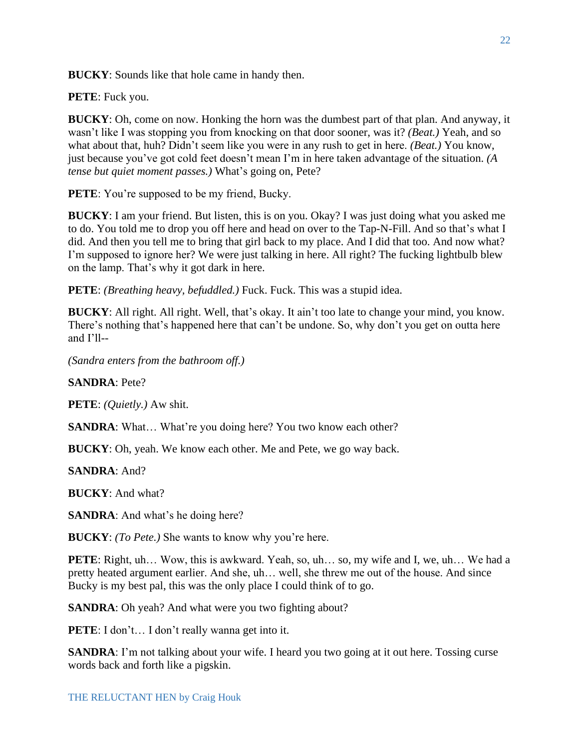**BUCKY**: Sounds like that hole came in handy then.

**PETE**: Fuck you.

**BUCKY**: Oh, come on now. Honking the horn was the dumbest part of that plan. And anyway, it wasn't like I was stopping you from knocking on that door sooner, was it? *(Beat.)* Yeah, and so what about that, huh? Didn't seem like you were in any rush to get in here. *(Beat.)* You know, just because you've got cold feet doesn't mean I'm in here taken advantage of the situation. *(A tense but quiet moment passes.)* What's going on, Pete?

**PETE**: You're supposed to be my friend, Bucky.

**BUCKY**: I am your friend. But listen, this is on you. Okay? I was just doing what you asked me to do. You told me to drop you off here and head on over to the Tap-N-Fill. And so that's what I did. And then you tell me to bring that girl back to my place. And I did that too. And now what? I'm supposed to ignore her? We were just talking in here. All right? The fucking lightbulb blew on the lamp. That's why it got dark in here.

**PETE**: *(Breathing heavy, befuddled.)* Fuck. Fuck. This was a stupid idea.

**BUCKY**: All right. All right. Well, that's okay. It ain't too late to change your mind, you know. There's nothing that's happened here that can't be undone. So, why don't you get on outta here and I'll--

*(Sandra enters from the bathroom off.)*

**SANDRA**: Pete?

**PETE**: *(Quietly.)* Aw shit.

**SANDRA**: What… What're you doing here? You two know each other?

**BUCKY**: Oh, yeah. We know each other. Me and Pete, we go way back.

**SANDRA**: And?

**BUCKY**: And what?

**SANDRA**: And what's he doing here?

**BUCKY**: *(To Pete.)* She wants to know why you're here.

**PETE**: Right, uh… Wow, this is awkward. Yeah, so, uh… so, my wife and I, we, uh… We had a pretty heated argument earlier. And she, uh… well, she threw me out of the house. And since Bucky is my best pal, this was the only place I could think of to go.

**SANDRA**: Oh yeah? And what were you two fighting about?

**PETE**: I don't… I don't really wanna get into it.

**SANDRA**: I'm not talking about your wife. I heard you two going at it out here. Tossing curse words back and forth like a pigskin.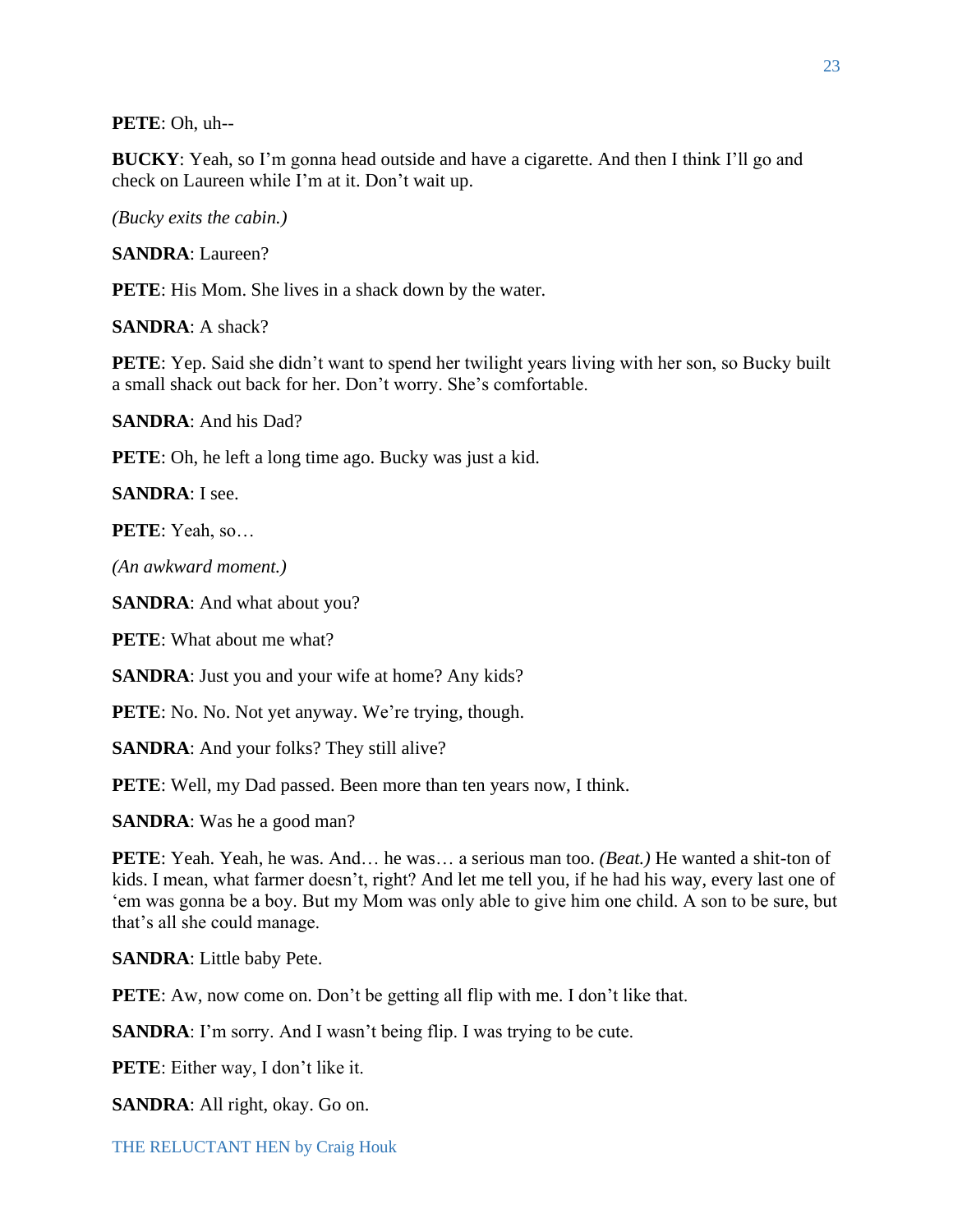**PETE**: Oh, uh--

**BUCKY**: Yeah, so I'm gonna head outside and have a cigarette. And then I think I'll go and check on Laureen while I'm at it. Don't wait up.

*(Bucky exits the cabin.)*

**SANDRA**: Laureen?

**PETE**: His Mom. She lives in a shack down by the water.

**SANDRA**: A shack?

**PETE**: Yep. Said she didn't want to spend her twilight years living with her son, so Bucky built a small shack out back for her. Don't worry. She's comfortable.

**SANDRA**: And his Dad?

**PETE**: Oh, he left a long time ago. Bucky was just a kid.

**SANDRA**: I see.

**PETE**: Yeah, so…

*(An awkward moment.)*

**SANDRA**: And what about you?

**PETE**: What about me what?

**SANDRA**: Just you and your wife at home? Any kids?

**PETE**: No. No. Not yet anyway. We're trying, though.

**SANDRA**: And your folks? They still alive?

**PETE**: Well, my Dad passed. Been more than ten years now, I think.

**SANDRA**: Was he a good man?

**PETE**: Yeah. Yeah, he was. And… he was… a serious man too. *(Beat.)* He wanted a shit-ton of kids. I mean, what farmer doesn't, right? And let me tell you, if he had his way, every last one of 'em was gonna be a boy. But my Mom was only able to give him one child. A son to be sure, but that's all she could manage.

**SANDRA**: Little baby Pete.

**PETE**: Aw, now come on. Don't be getting all flip with me. I don't like that.

**SANDRA**: I'm sorry. And I wasn't being flip. I was trying to be cute.

**PETE**: Either way, I don't like it.

**SANDRA**: All right, okay. Go on.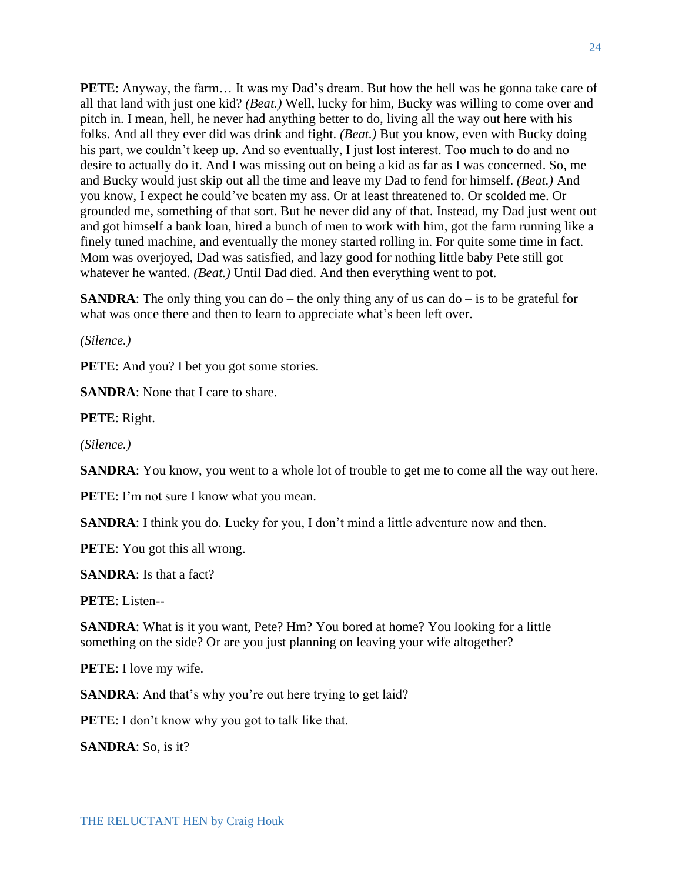**PETE**: Anyway, the farm… It was my Dad's dream. But how the hell was he gonna take care of all that land with just one kid? *(Beat.)* Well, lucky for him, Bucky was willing to come over and pitch in. I mean, hell, he never had anything better to do, living all the way out here with his folks. And all they ever did was drink and fight. *(Beat.)* But you know, even with Bucky doing his part, we couldn't keep up. And so eventually, I just lost interest. Too much to do and no desire to actually do it. And I was missing out on being a kid as far as I was concerned. So, me and Bucky would just skip out all the time and leave my Dad to fend for himself. *(Beat.)* And you know, I expect he could've beaten my ass. Or at least threatened to. Or scolded me. Or grounded me, something of that sort. But he never did any of that. Instead, my Dad just went out and got himself a bank loan, hired a bunch of men to work with him, got the farm running like a finely tuned machine, and eventually the money started rolling in. For quite some time in fact. Mom was overjoyed, Dad was satisfied, and lazy good for nothing little baby Pete still got whatever he wanted. *(Beat.)* Until Dad died. And then everything went to pot.

**SANDRA**: The only thing you can do – the only thing any of us can do – is to be grateful for what was once there and then to learn to appreciate what's been left over.

*(Silence.)*

**PETE**: And you? I bet you got some stories.

**SANDRA**: None that I care to share.

**PETE**: Right.

*(Silence.)*

**SANDRA**: You know, you went to a whole lot of trouble to get me to come all the way out here.

**PETE**: I'm not sure I know what you mean.

**SANDRA**: I think you do. Lucky for you, I don't mind a little adventure now and then.

**PETE**: You got this all wrong.

**SANDRA**: Is that a fact?

**PETE**: Listen--

**SANDRA**: What is it you want, Pete? Hm? You bored at home? You looking for a little something on the side? Or are you just planning on leaving your wife altogether?

**PETE**: I love my wife.

**SANDRA**: And that's why you're out here trying to get laid?

**PETE**: I don't know why you got to talk like that.

**SANDRA**: So, is it?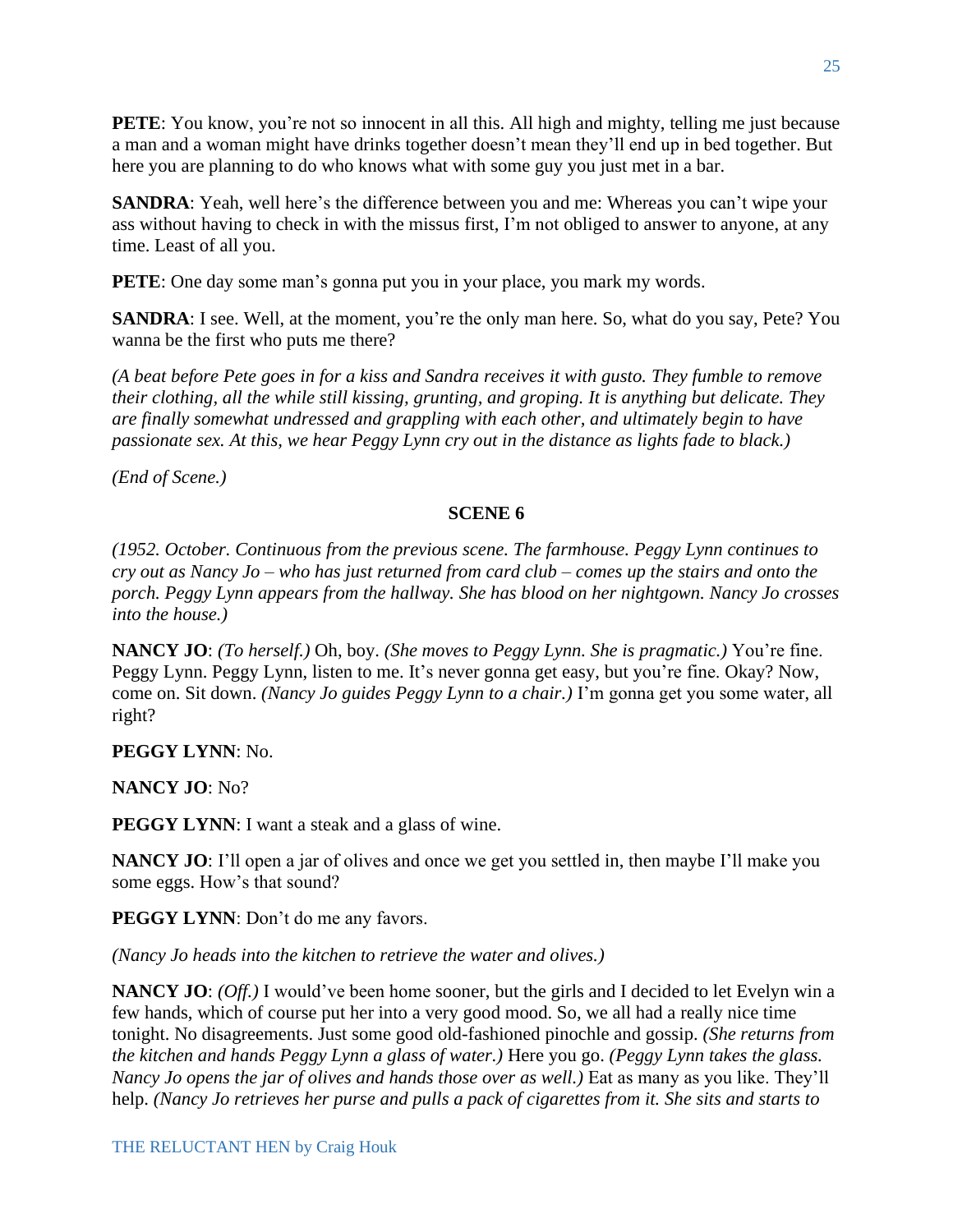**PETE**: You know, you're not so innocent in all this. All high and mighty, telling me just because a man and a woman might have drinks together doesn't mean they'll end up in bed together. But here you are planning to do who knows what with some guy you just met in a bar.

**SANDRA**: Yeah, well here's the difference between you and me: Whereas you can't wipe your ass without having to check in with the missus first, I'm not obliged to answer to anyone, at any time. Least of all you.

**PETE**: One day some man's gonna put you in your place, you mark my words.

**SANDRA**: I see. Well, at the moment, you're the only man here. So, what do you say, Pete? You wanna be the first who puts me there?

*(A beat before Pete goes in for a kiss and Sandra receives it with gusto. They fumble to remove their clothing, all the while still kissing, grunting, and groping. It is anything but delicate. They are finally somewhat undressed and grappling with each other, and ultimately begin to have passionate sex. At this, we hear Peggy Lynn cry out in the distance as lights fade to black.)*

*(End of Scene.)*

**SCENE 6**

*(1952. October. Continuous from the previous scene. The farmhouse. Peggy Lynn continues to cry out as Nancy Jo – who has just returned from card club – comes up the stairs and onto the porch. Peggy Lynn appears from the hallway. She has blood on her nightgown. Nancy Jo crosses into the house.)*

**NANCY JO**: *(To herself.)* Oh, boy. *(She moves to Peggy Lynn. She is pragmatic.)* You're fine. Peggy Lynn. Peggy Lynn, listen to me. It's never gonna get easy, but you're fine. Okay? Now, come on. Sit down. *(Nancy Jo guides Peggy Lynn to a chair.)* I'm gonna get you some water, all right?

**PEGGY LYNN**: No.

**NANCY JO**: No?

**PEGGY LYNN**: I want a steak and a glass of wine.

**NANCY JO**: I'll open a jar of olives and once we get you settled in, then maybe I'll make you some eggs. How's that sound?

**PEGGY LYNN**: Don't do me any favors.

*(Nancy Jo heads into the kitchen to retrieve the water and olives.)*

**NANCY JO**: *(Off.)* I would've been home sooner, but the girls and I decided to let Evelyn win a few hands, which of course put her into a very good mood. So, we all had a really nice time tonight. No disagreements. Just some good old-fashioned pinochle and gossip. *(She returns from the kitchen and hands Peggy Lynn a glass of water.)* Here you go. *(Peggy Lynn takes the glass. Nancy Jo opens the jar of olives and hands those over as well.)* Eat as many as you like. They'll help. *(Nancy Jo retrieves her purse and pulls a pack of cigarettes from it. She sits and starts to*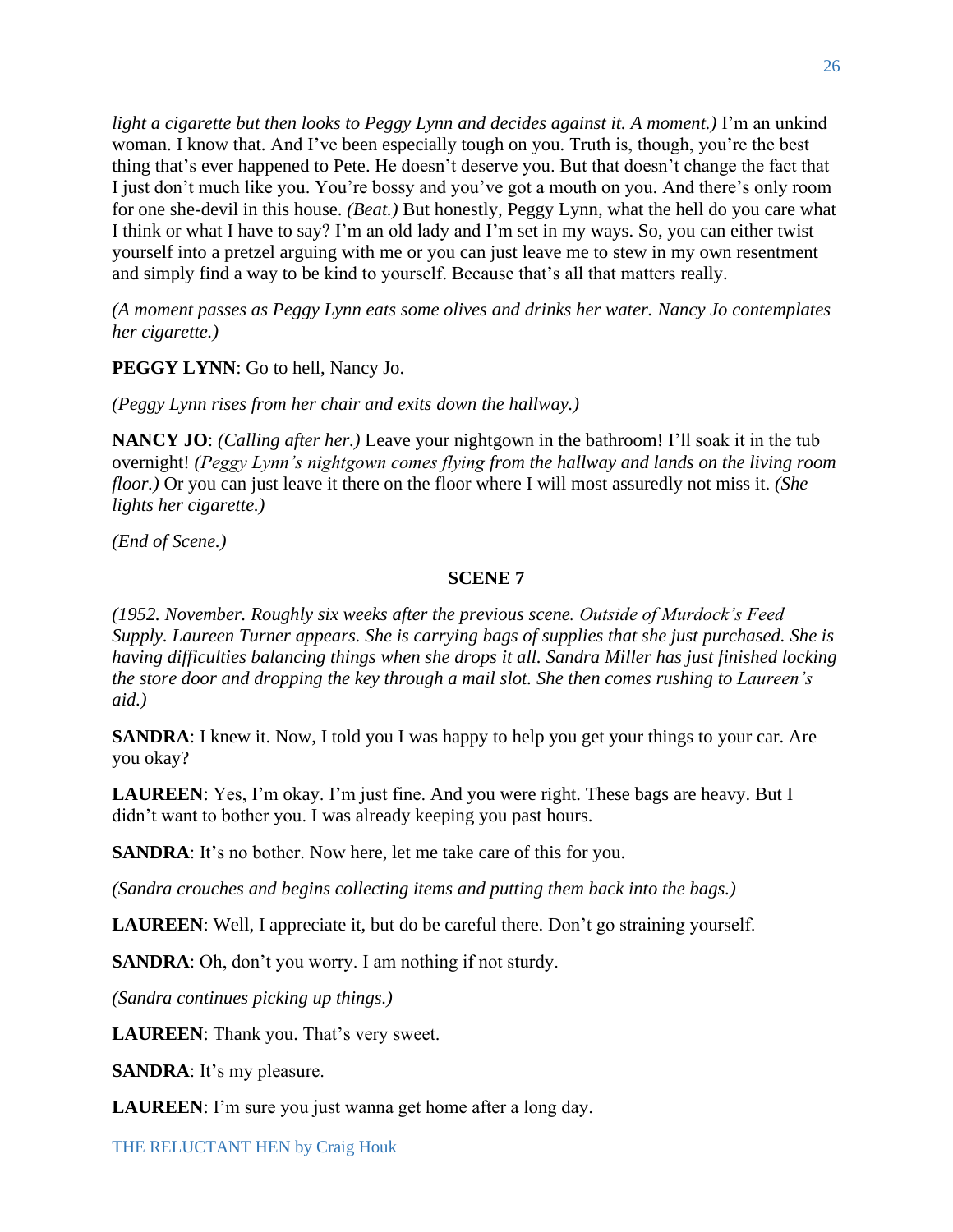*light a cigarette but then looks to Peggy Lynn and decides against it. A moment.)* I'm an unkind woman. I know that. And I've been especially tough on you. Truth is, though, you're the best thing that's ever happened to Pete. He doesn't deserve you. But that doesn't change the fact that I just don't much like you. You're bossy and you've got a mouth on you. And there's only room for one she-devil in this house. *(Beat.)* But honestly, Peggy Lynn, what the hell do you care what I think or what I have to say? I'm an old lady and I'm set in my ways. So, you can either twist yourself into a pretzel arguing with me or you can just leave me to stew in my own resentment and simply find a way to be kind to yourself. Because that's all that matters really.

*(A moment passes as Peggy Lynn eats some olives and drinks her water. Nancy Jo contemplates her cigarette.)*

**PEGGY LYNN**: Go to hell, Nancy Jo.

*(Peggy Lynn rises from her chair and exits down the hallway.)*

**NANCY JO**: *(Calling after her.)* Leave your nightgown in the bathroom! I'll soak it in the tub overnight! *(Peggy Lynn's nightgown comes flying from the hallway and lands on the living room floor.)* Or you can just leave it there on the floor where I will most assuredly not miss it. *(She lights her cigarette.)*

*(End of Scene.)*

## SCENE 7

*(1952. November. Roughly six weeks after the previous scene. Outside of Murdock's Feed Supply. Laureen Turner appears. She is carrying bags of supplies that she just purchased. She is having difficulties balancing things when she drops it all. Sandra Miller has just finished locking the store door and dropping the key through a mail slot. She then comes rushing to Laureen's aid.)*

**SANDRA**: I knew it. Now, I told you I was happy to help you get your things to your car. Are you okay?

**LAUREEN**: Yes, I'm okay. I'm just fine. And you were right. These bags are heavy. But I didn't want to bother you. I was already keeping you past hours.

**SANDRA**: It's no bother. Now here, let me take care of this for you.

*(Sandra crouches and begins collecting items and putting them back into the bags.)*

**LAUREEN**: Well, I appreciate it, but do be careful there. Don't go straining yourself.

**SANDRA**: Oh, don't you worry. I am nothing if not sturdy.

*(Sandra continues picking up things.)*

**LAUREEN**: Thank you. That's very sweet.

**SANDRA**: It's my pleasure.

**LAUREEN**: I'm sure you just wanna get home after a long day.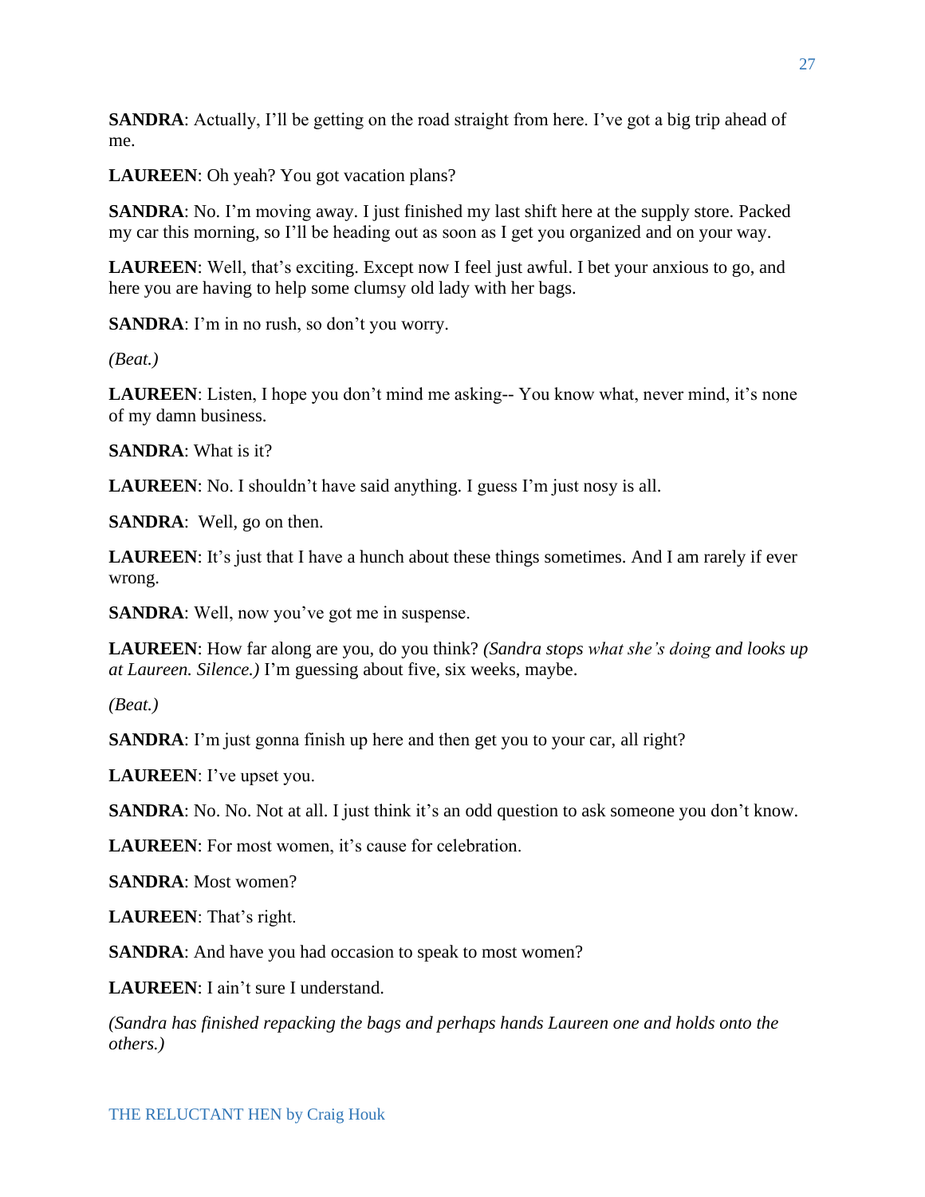**SANDRA**: Actually, I'll be getting on the road straight from here. I've got a big trip ahead of me.

**LAUREEN**: Oh yeah? You got vacation plans?

**SANDRA**: No. I'm moving away. I just finished my last shift here at the supply store. Packed my car this morning, so I'll be heading out as soon as I get you organized and on your way.

**LAUREEN**: Well, that's exciting. Except now I feel just awful. I bet your anxious to go, and here you are having to help some clumsy old lady with her bags.

**SANDRA**: I'm in no rush, so don't you worry.

*(Beat.)*

**LAUREEN**: Listen, I hope you don't mind me asking-- You know what, never mind, it's none of my damn business.

**SANDRA**: What is it?

**LAUREEN**: No. I shouldn't have said anything. I guess I'm just nosy is all.

**SANDRA**: Well, go on then.

**LAUREEN**: It's just that I have a hunch about these things sometimes. And I am rarely if ever wrong.

**SANDRA**: Well, now you've got me in suspense.

**LAUREEN**: How far along are you, do you think? *(Sandra stops what she's doing and looks up at Laureen. Silence.)* I'm guessing about five, six weeks, maybe.

*(Beat.)*

**SANDRA**: I'm just gonna finish up here and then get you to your car, all right?

**LAUREEN**: I've upset you.

**SANDRA**: No. No. Not at all. I just think it's an odd question to ask someone you don't know.

**LAUREEN**: For most women, it's cause for celebration.

**SANDRA**: Most women?

**LAUREEN**: That's right.

**SANDRA**: And have you had occasion to speak to most women?

**LAUREEN**: I ain't sure I understand.

*(Sandra has finished repacking the bags and perhaps hands Laureen one and holds onto the others.)*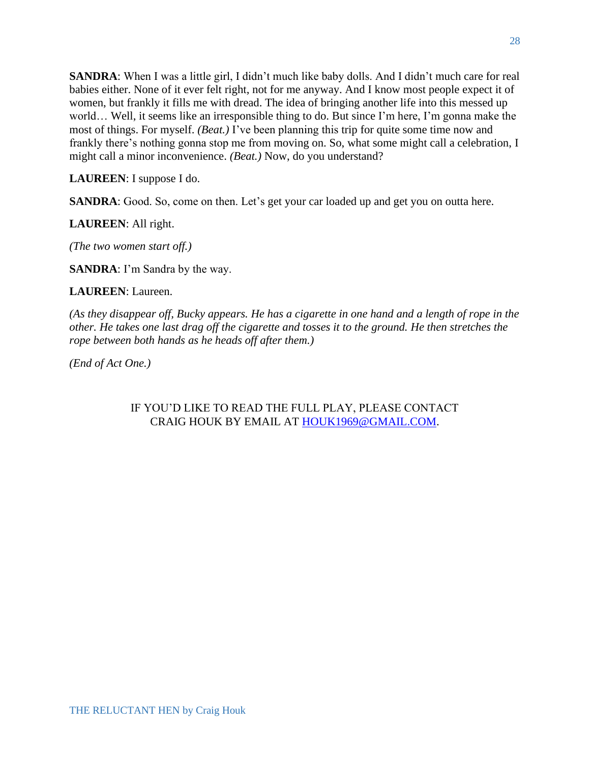**SANDRA**: When I was a little girl, I didn't much like baby dolls. And I didn't much care for real babies either. None of it ever felt right, not for me anyway. And I know most people expect it of women, but frankly it fills me with dread. The idea of bringing another life into this messed up world… Well, it seems like an irresponsible thing to do. But since I'm here, I'm gonna make the most of things. For myself. *(Beat.)* I've been planning this trip for quite some time now and frankly there's nothing gonna stop me from moving on. So, what some might call a celebration, I might call a minor inconvenience. *(Beat.)* Now, do you understand?

**LAUREEN**: I suppose I do.

**SANDRA**: Good. So, come on then. Let's get your car loaded up and get you on outta here.

**LAUREEN**: All right.

*(The two women start off.)*

**SANDRA**: I'm Sandra by the way.

**LAUREEN**: Laureen.

*(As they disappear off, Bucky appears. He has a cigarette in one hand and a length of rope in the other. He takes one last drag off the cigarette and tosses it to the ground. He then stretches the rope between both hands as he heads off after them.)*

*(End of Act One.)*

IF YOU'D LIKE TO READ THE FULL PLAY, PLEASE CONTACT CRAIG HOUK BY EMAIL AT HOUK1969@GMAIL.COM.